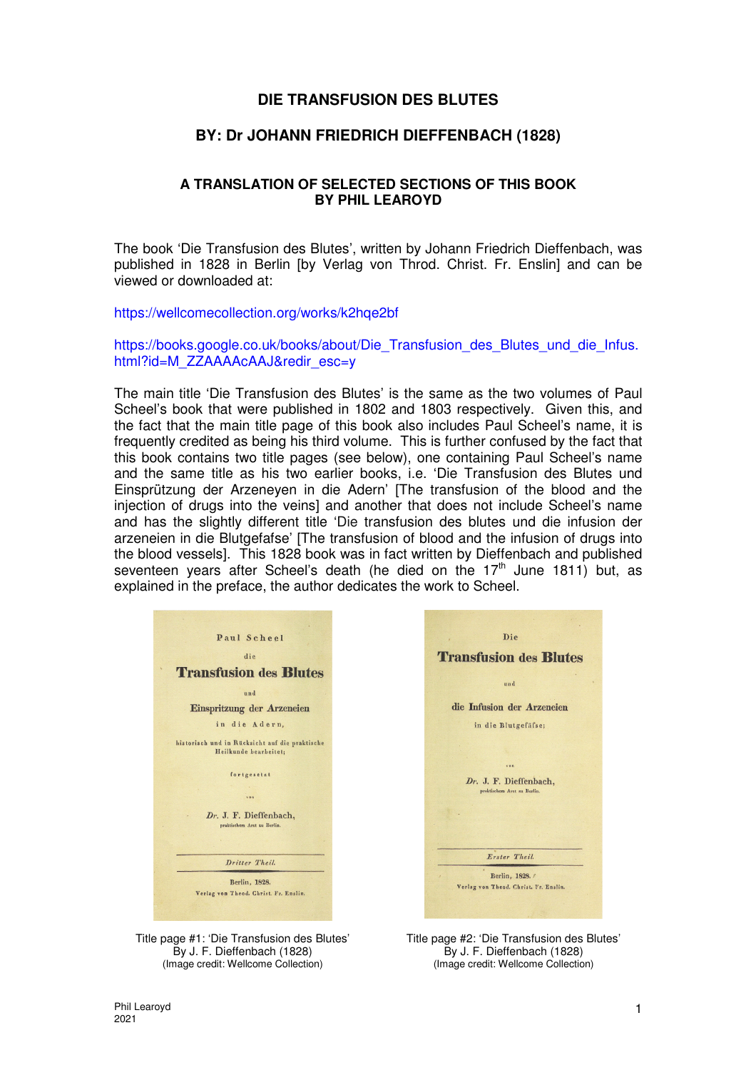# DIE TRANSFUSION DES BLUTES

## BY: Dr JOHANN FRIEDRICH DIEFFENBACH (1828)

### A TRANSLATION OF SELECTED SECTIONS OF THIS BOOK BY PHIL LEAROYD

The book 'Die Transfusion des Blutes', written by Johann Friedrich Dieffenbach, was published in 1828 in Berlin [by Verlag von Throd. Christ. Fr. Enslin] and can be viewed or downloaded at:

https://wellcomecollection.org/works/k2hqe2bf

https://books.google.co.uk/books/about/Die_Transfusion_des_Blutes_und_die_Infus.html?id=M_ZZAAAAcAAJ&redir_esc=y

The main title 'Die Transfusion des Blutes' is the same as the two volumes of Paul Scheel's book that were published in 1802 and 1803 respectively. Given this, and the fact that the main title page of this book also includes Paul Scheel's name, it is frequently credited as being his third volume. This is further confused by the fact that this book contains two title pages (see below), one containing Paul Scheel's name and the same title as his two earlier books, i.e. 'Die Transfusion des Blutes und Einsprützung der Arzeneyen in die Adern' [The transfusion of the blood and the injection of drugs into the veins] and another that does not include Scheel's name and has the slightly different title 'Die transfusion des blutes und die infusion der arzeneien in die Blutgefafse' [The transfusion of blood and the infusion of drugs into the blood vessels]. This 1828 book was in fact written by Dieffenbach and published seventeen years after Scheel's death (he died on the 17th June 1811) but, as explained in the preface, the author dedicates the work to Scheel.

Paul Scheel

die

**Transfusion des Blutes**

und

**Einspritzung der Arzeneien**

in die Adern,

historisch und in Rücksicht auf die praktische Heilkunde bearbeitet;

fortgesetzt

von

*Dr.* J. F. Dieffenbach,

praktischem Arzt zu Berlin.

*Dritter Theil.*

Berlin, 1828.

Verlag von Theod. Christ. Fr. Enslin.

Title page #1: 'Die Transfusion des Blutes' By J. F. Dieffenbach (1828) (Image credit: Wellcome Collection)

Die

**Transfusion des Blutes**

und

**die Infusion der Arzeneien**

in die Blutgefäfse;

von

*Dr.* J. F. Dieffenbach,

praktischem Arzt zu Berlin.

*Erster Theil.*

Berlin, 1828.

Verlag von Theod. Christ. Fr. Enslin.

Title page #2: 'Die Transfusion des Blutes' By J. F. Dieffenbach (1828) (Image credit: Wellcome Collection)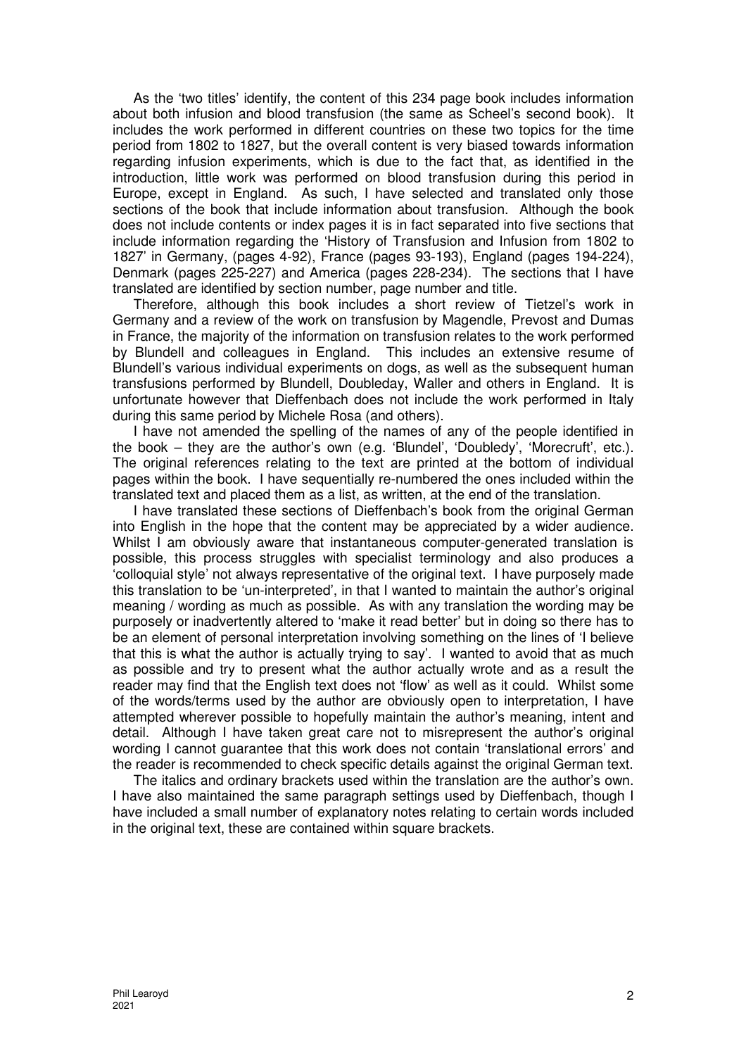As the 'two titles' identify, the content of this 234 page book includes information about both infusion and blood transfusion (the same as Scheel's second book). It includes the work performed in different countries on these two topics for the time period from 1802 to 1827, but the overall content is very biased towards information regarding infusion experiments, which is due to the fact that, as identified in the introduction, little work was performed on blood transfusion during this period in Europe, except in England. As such, I have selected and translated only those sections of the book that include information about transfusion. Although the book does not include contents or index pages it is in fact separated into five sections that include information regarding the 'History of Transfusion and Infusion from 1802 to 1827' in Germany, (pages 4-92), France (pages 93-193), England (pages 194-224), Denmark (pages 225-227) and America (pages 228-234). The sections that I have translated are identified by section number, page number and title.

Therefore, although this book includes a short review of Tietzel's work in Germany and a review of the work on transfusion by Magendle, Prevost and Dumas in France, the majority of the information on transfusion relates to the work performed by Blundell and colleagues in England. This includes an extensive resume of Blundell's various individual experiments on dogs, as well as the subsequent human transfusions performed by Blundell, Doubleday, Waller and others in England. It is unfortunate however that Dieffenbach does not include the work performed in Italy during this same period by Michele Rosa (and others).

I have not amended the spelling of the names of any of the people identified in the book – they are the author's own (e.g. 'Blundel', 'Doubledy', 'Morecruft', etc.). The original references relating to the text are printed at the bottom of individual pages within the book. I have sequentially re-numbered the ones included within the translated text and placed them as a list, as written, at the end of the translation.

I have translated these sections of Dieffenbach's book from the original German into English in the hope that the content may be appreciated by a wider audience. Whilst I am obviously aware that instantaneous computer-generated translation is possible, this process struggles with specialist terminology and also produces a 'colloquial style' not always representative of the original text. I have purposely made this translation to be 'un-interpreted', in that I wanted to maintain the author's original meaning / wording as much as possible. As with any translation the wording may be purposely or inadvertently altered to 'make it read better' but in doing so there has to be an element of personal interpretation involving something on the lines of 'I believe that this is what the author is actually trying to say'. I wanted to avoid that as much as possible and try to present what the author actually wrote and as a result the reader may find that the English text does not 'flow' as well as it could. Whilst some of the words/terms used by the author are obviously open to interpretation, I have attempted wherever possible to hopefully maintain the author's meaning, intent and detail. Although I have taken great care not to misrepresent the author's original wording I cannot guarantee that this work does not contain 'translational errors' and the reader is recommended to check specific details against the original German text.

The italics and ordinary brackets used within the translation are the author's own. I have also maintained the same paragraph settings used by Dieffenbach, though I have included a small number of explanatory notes relating to certain words included in the original text, these are contained within square brackets.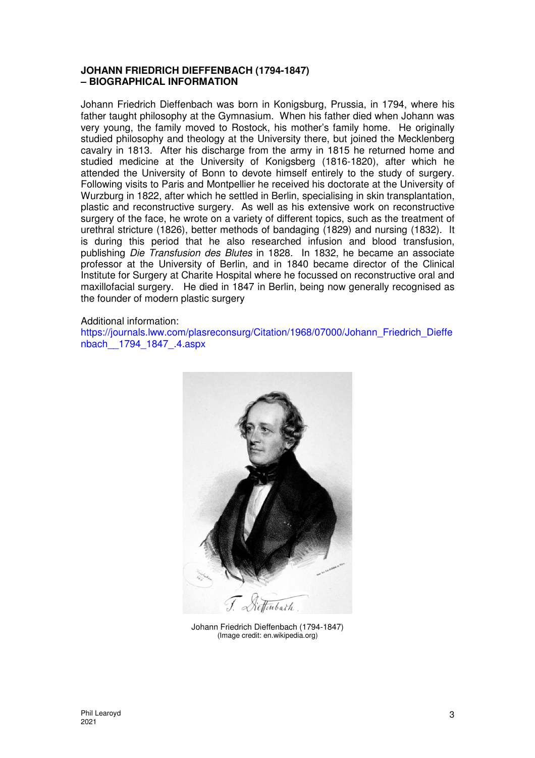**JOHANN FRIEDRICH DIEFFENBACH (1794-1847)**
**– BIOGRAPHICAL INFORMATION**

Johann Friedrich Dieffenbach was born in Konigsburg, Prussia, in 1794, where his father taught philosophy at the Gymnasium. When his father died when Johann was very young, the family moved to Rostock, his mother's family home. He originally studied philosophy and theology at the University there, but joined the Mecklenberg cavalry in 1813. After his discharge from the army in 1815 he returned home and studied medicine at the University of Konigsberg (1816-1820), after which he attended the University of Bonn to devote himself entirely to the study of surgery. Following visits to Paris and Montpellier he received his doctorate at the University of Wurzburg in 1822, after which he settled in Berlin, specialising in skin transplantation, plastic and reconstructive surgery. As well as his extensive work on reconstructive surgery of the face, he wrote on a variety of different topics, such as the treatment of urethral stricture (1826), better methods of bandaging (1829) and nursing (1832). It is during this period that he also researched infusion and blood transfusion, publishing *Die Transfusion des Blutes* in 1828. In 1832, he became an associate professor at the University of Berlin, and in 1840 became director of the Clinical Institute for Surgery at Charite Hospital where he focussed on reconstructive oral and maxillofacial surgery. He died in 1847 in Berlin, being now generally recognised as the founder of modern plastic surgery

Additional information:
https://journals.lww.com/plasreconsurg/Citation/1968/07000/Johann_Friedrich_Dieffenbach__1794_1847_.4.aspx

Johann Friedrich Dieffenbach (1794-1847)
(Image credit: en.wikipedia.org)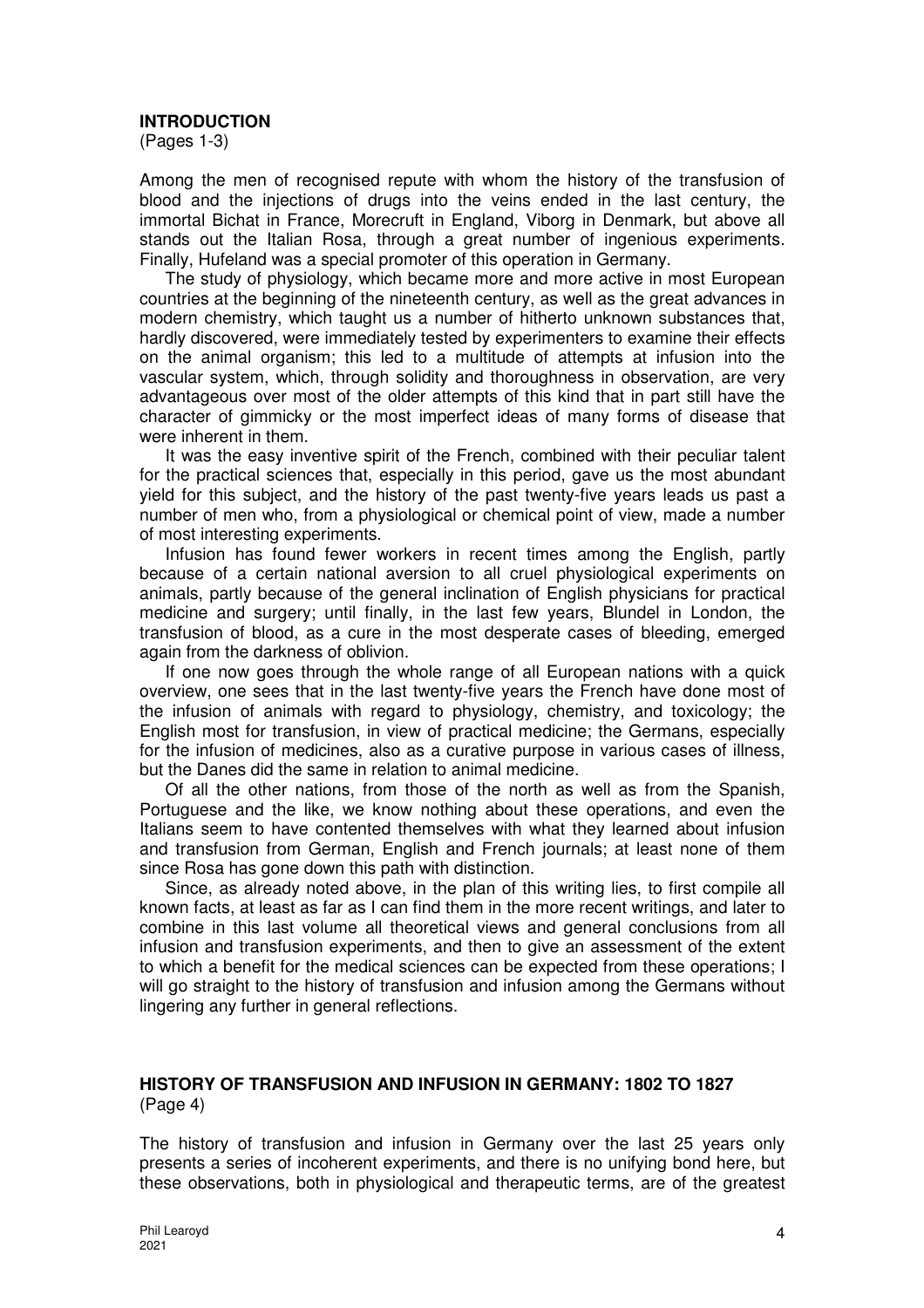## INTRODUCTION

(Pages 1-3)

Among the men of recognised repute with whom the history of the transfusion of blood and the injections of drugs into the veins ended in the last century, the immortal Bichat in France, Morecruft in England, Viborg in Denmark, but above all stands out the Italian Rosa, through a great number of ingenious experiments. Finally, Hufeland was a special promoter of this operation in Germany.

The study of physiology, which became more and more active in most European countries at the beginning of the nineteenth century, as well as the great advances in modern chemistry, which taught us a number of hitherto unknown substances that, hardly discovered, were immediately tested by experimenters to examine their effects on the animal organism; this led to a multitude of attempts at infusion into the vascular system, which, through solidity and thoroughness in observation, are very advantageous over most of the older attempts of this kind that in part still have the character of gimmicky or the most imperfect ideas of many forms of disease that were inherent in them.

It was the easy inventive spirit of the French, combined with their peculiar talent for the practical sciences that, especially in this period, gave us the most abundant yield for this subject, and the history of the past twenty-five years leads us past a number of men who, from a physiological or chemical point of view, made a number of most interesting experiments.

Infusion has found fewer workers in recent times among the English, partly because of a certain national aversion to all cruel physiological experiments on animals, partly because of the general inclination of English physicians for practical medicine and surgery; until finally, in the last few years, Blundel in London, the transfusion of blood, as a cure in the most desperate cases of bleeding, emerged again from the darkness of oblivion.

If one now goes through the whole range of all European nations with a quick overview, one sees that in the last twenty-five years the French have done most of the infusion of animals with regard to physiology, chemistry, and toxicology; the English most for transfusion, in view of practical medicine; the Germans, especially for the infusion of medicines, also as a curative purpose in various cases of illness, but the Danes did the same in relation to animal medicine.

Of all the other nations, from those of the north as well as from the Spanish, Portuguese and the like, we know nothing about these operations, and even the Italians seem to have contented themselves with what they learned about infusion and transfusion from German, English and French journals; at least none of them since Rosa has gone down this path with distinction.

Since, as already noted above, in the plan of this writing lies, to first compile all known facts, at least as far as I can find them in the more recent writings, and later to combine in this last volume all theoretical views and general conclusions from all infusion and transfusion experiments, and then to give an assessment of the extent to which a benefit for the medical sciences can be expected from these operations; I will go straight to the history of transfusion and infusion among the Germans without lingering any further in general reflections.

## HISTORY OF TRANSFUSION AND INFUSION IN GERMANY: 1802 TO 1827

(Page 4)

The history of transfusion and infusion in Germany over the last 25 years only presents a series of incoherent experiments, and there is no unifying bond here, but these observations, both in physiological and therapeutic terms, are of the greatest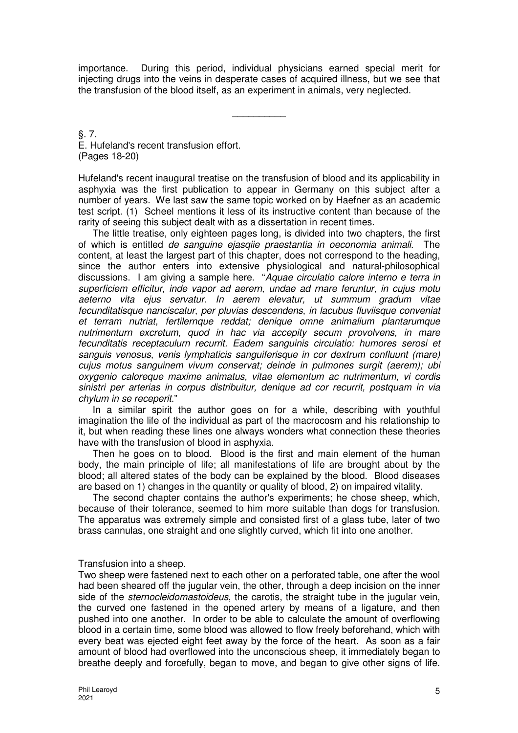importance. During this period, individual physicians earned special merit for injecting drugs into the veins in desperate cases of acquired illness, but we see that the transfusion of the blood itself, as an experiment in animals, very neglected.

---

§. 7.
E. Hufeland's recent transfusion effort.
(Pages 18-20)

Hufeland's recent inaugural treatise on the transfusion of blood and its applicability in asphyxia was the first publication to appear in Germany on this subject after a number of years. We last saw the same topic worked on by Haefner as an academic test script. (1) Scheel mentions it less of its instructive content than because of the rarity of seeing this subject dealt with as a dissertation in recent times.

The little treatise, only eighteen pages long, is divided into two chapters, the first of which is entitled *de sanguine ejasqiie praestantia in oeconomia animali*. The content, at least the largest part of this chapter, does not correspond to the heading, since the author enters into extensive physiological and natural-philosophical discussions. I am giving a sample here. "*Aquae circulatio calore interno e terra in superficiem efficitur, inde vapor ad aerern, undae ad rnare feruntur, in cujus motu aeterno vita ejus servatur. In aerem elevatur, ut summum gradum vitae fecunditatisque nanciscatur, per pluvias descendens, in lacubus fluviisque conveniat et terram nutriat, fertilernque reddat; denique omne animalium plantarumque nutrimenturn excretum, quod in hac via accepity secum provolvens, in mare fecunditatis receptaculurn recurrit. Eadem sanguinis circulatio: humores serosi et sanguis venosus, venis lymphaticis sanguiferisque in cor dextrum confluunt (mare) cujus motus sanguinem vivum conservat; deinde in pulmones surgit (aerem); ubi oxygenio caloreque maxime animatus, vitae elementum ac nutrimentum, vi cordis sinistri per arterias in corpus distribuitur, denique ad cor recurrit, postquam in via chylum in se receperit.*"

In a similar spirit the author goes on for a while, describing with youthful imagination the life of the individual as part of the macrocosm and his relationship to it, but when reading these lines one always wonders what connection these theories have with the transfusion of blood in asphyxia.

Then he goes on to blood. Blood is the first and main element of the human body, the main principle of life; all manifestations of life are brought about by the blood; all altered states of the body can be explained by the blood. Blood diseases are based on 1) changes in the quantity or quality of blood, 2) on impaired vitality.

The second chapter contains the author's experiments; he chose sheep, which, because of their tolerance, seemed to him more suitable than dogs for transfusion. The apparatus was extremely simple and consisted first of a glass tube, later of two brass cannulas, one straight and one slightly curved, which fit into one another.

Transfusion into a sheep.
Two sheep were fastened next to each other on a perforated table, one after the wool had been sheared off the jugular vein, the other, through a deep incision on the inner side of the *sternocleidomastoideus*, the carotis, the straight tube in the jugular vein, the curved one fastened in the opened artery by means of a ligature, and then pushed into one another. In order to be able to calculate the amount of overflowing blood in a certain time, some blood was allowed to flow freely beforehand, which with every beat was ejected eight feet away by the force of the heart. As soon as a fair amount of blood had overflowed into the unconscious sheep, it immediately began to breathe deeply and forcefully, began to move, and began to give other signs of life.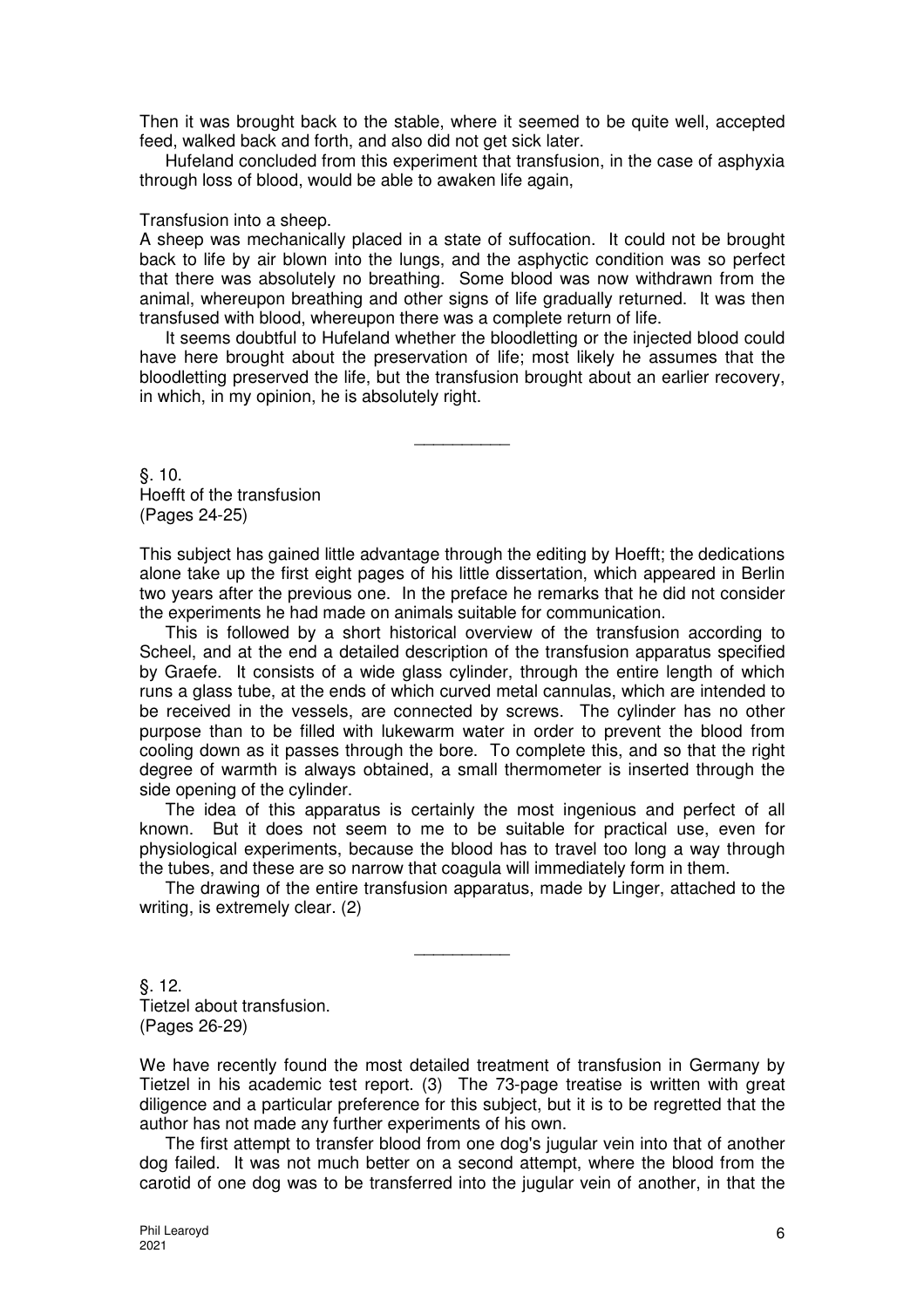Then it was brought back to the stable, where it seemed to be quite well, accepted feed, walked back and forth, and also did not get sick later.

Hufeland concluded from this experiment that transfusion, in the case of asphyxia through loss of blood, would be able to awaken life again,

Transfusion into a sheep.
A sheep was mechanically placed in a state of suffocation. It could not be brought back to life by air blown into the lungs, and the asphyctic condition was so perfect that there was absolutely no breathing. Some blood was now withdrawn from the animal, whereupon breathing and other signs of life gradually returned. It was then transfused with blood, whereupon there was a complete return of life.

It seems doubtful to Hufeland whether the bloodletting or the injected blood could have here brought about the preservation of life; most likely he assumes that the bloodletting preserved the life, but the transfusion brought about an earlier recovery, in which, in my opinion, he is absolutely right.

---

§. 10.
Hoefft of the transfusion
(Pages 24-25)

This subject has gained little advantage through the editing by Hoefft; the dedications alone take up the first eight pages of his little dissertation, which appeared in Berlin two years after the previous one. In the preface he remarks that he did not consider the experiments he had made on animals suitable for communication.

This is followed by a short historical overview of the transfusion according to Scheel, and at the end a detailed description of the transfusion apparatus specified by Graefe. It consists of a wide glass cylinder, through the entire length of which runs a glass tube, at the ends of which curved metal cannulas, which are intended to be received in the vessels, are connected by screws. The cylinder has no other purpose than to be filled with lukewarm water in order to prevent the blood from cooling down as it passes through the bore. To complete this, and so that the right degree of warmth is always obtained, a small thermometer is inserted through the side opening of the cylinder.

The idea of this apparatus is certainly the most ingenious and perfect of all known. But it does not seem to me to be suitable for practical use, even for physiological experiments, because the blood has to travel too long a way through the tubes, and these are so narrow that coagula will immediately form in them.

The drawing of the entire transfusion apparatus, made by Linger, attached to the writing, is extremely clear. (2)

---

§. 12.
Tietzel about transfusion.
(Pages 26-29)

We have recently found the most detailed treatment of transfusion in Germany by Tietzel in his academic test report. (3) The 73-page treatise is written with great diligence and a particular preference for this subject, but it is to be regretted that the author has not made any further experiments of his own.

The first attempt to transfer blood from one dog's jugular vein into that of another dog failed. It was not much better on a second attempt, where the blood from the carotid of one dog was to be transferred into the jugular vein of another, in that the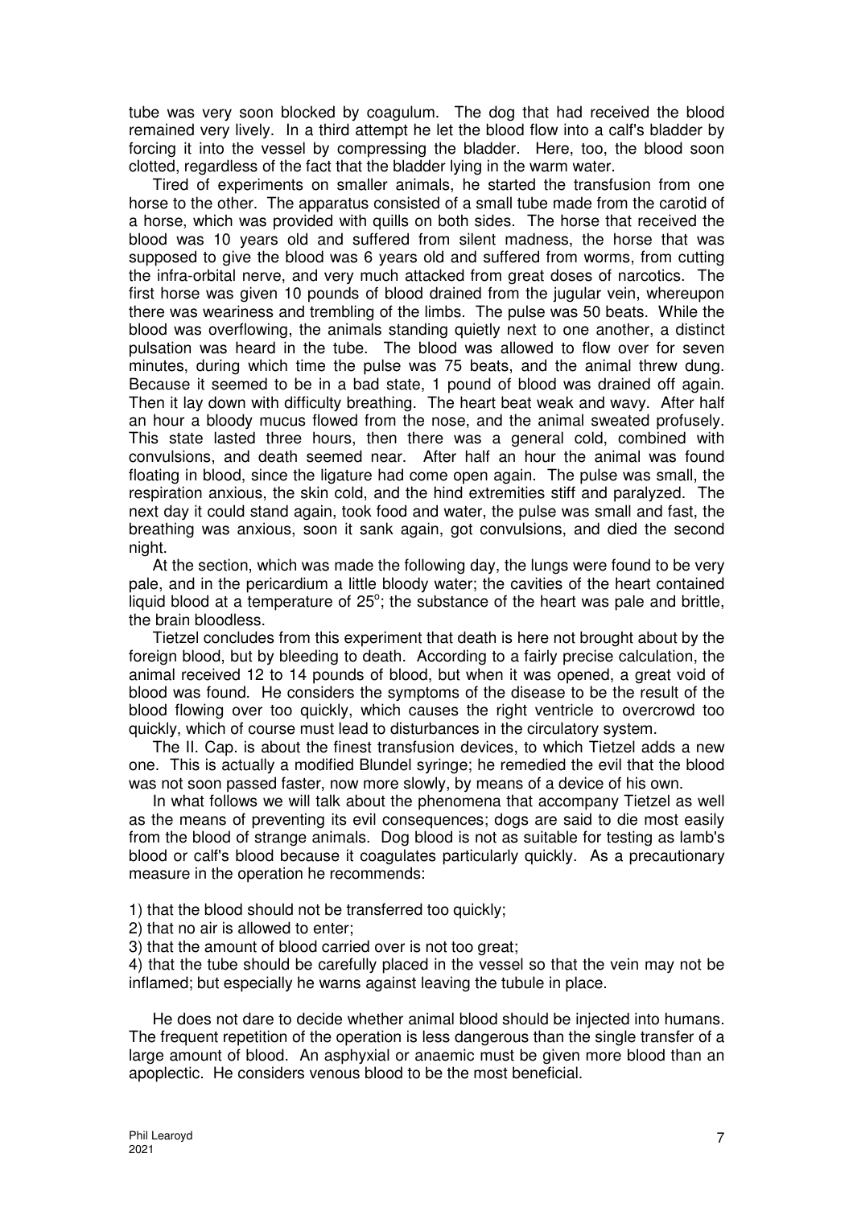tube was very soon blocked by coagulum. The dog that had received the blood remained very lively. In a third attempt he let the blood flow into a calf's bladder by forcing it into the vessel by compressing the bladder. Here, too, the blood soon clotted, regardless of the fact that the bladder lying in the warm water.

Tired of experiments on smaller animals, he started the transfusion from one horse to the other. The apparatus consisted of a small tube made from the carotid of a horse, which was provided with quills on both sides. The horse that received the blood was 10 years old and suffered from silent madness, the horse that was supposed to give the blood was 6 years old and suffered from worms, from cutting the infra-orbital nerve, and very much attacked from great doses of narcotics. The first horse was given 10 pounds of blood drained from the jugular vein, whereupon there was weariness and trembling of the limbs. The pulse was 50 beats. While the blood was overflowing, the animals standing quietly next to one another, a distinct pulsation was heard in the tube. The blood was allowed to flow over for seven minutes, during which time the pulse was 75 beats, and the animal threw dung. Because it seemed to be in a bad state, 1 pound of blood was drained off again. Then it lay down with difficulty breathing. The heart beat weak and wavy. After half an hour a bloody mucus flowed from the nose, and the animal sweated profusely. This state lasted three hours, then there was a general cold, combined with convulsions, and death seemed near. After half an hour the animal was found floating in blood, since the ligature had come open again. The pulse was small, the respiration anxious, the skin cold, and the hind extremities stiff and paralyzed. The next day it could stand again, took food and water, the pulse was small and fast, the breathing was anxious, soon it sank again, got convulsions, and died the second night.

At the section, which was made the following day, the lungs were found to be very pale, and in the pericardium a little bloody water; the cavities of the heart contained liquid blood at a temperature of 25°; the substance of the heart was pale and brittle, the brain bloodless.

Tietzel concludes from this experiment that death is here not brought about by the foreign blood, but by bleeding to death. According to a fairly precise calculation, the animal received 12 to 14 pounds of blood, but when it was opened, a great void of blood was found. He considers the symptoms of the disease to be the result of the blood flowing over too quickly, which causes the right ventricle to overcrowd too quickly, which of course must lead to disturbances in the circulatory system.

The II. Cap. is about the finest transfusion devices, to which Tietzel adds a new one. This is actually a modified Blundel syringe; he remedied the evil that the blood was not soon passed faster, now more slowly, by means of a device of his own.

In what follows we will talk about the phenomena that accompany Tietzel as well as the means of preventing its evil consequences; dogs are said to die most easily from the blood of strange animals. Dog blood is not as suitable for testing as lamb's blood or calf's blood because it coagulates particularly quickly. As a precautionary measure in the operation he recommends:

1) that the blood should not be transferred too quickly;
2) that no air is allowed to enter;
3) that the amount of blood carried over is not too great;
4) that the tube should be carefully placed in the vessel so that the vein may not be inflamed; but especially he warns against leaving the tubule in place.

He does not dare to decide whether animal blood should be injected into humans. The frequent repetition of the operation is less dangerous than the single transfer of a large amount of blood. An asphyxial or anaemic must be given more blood than an apoplectic. He considers venous blood to be the most beneficial.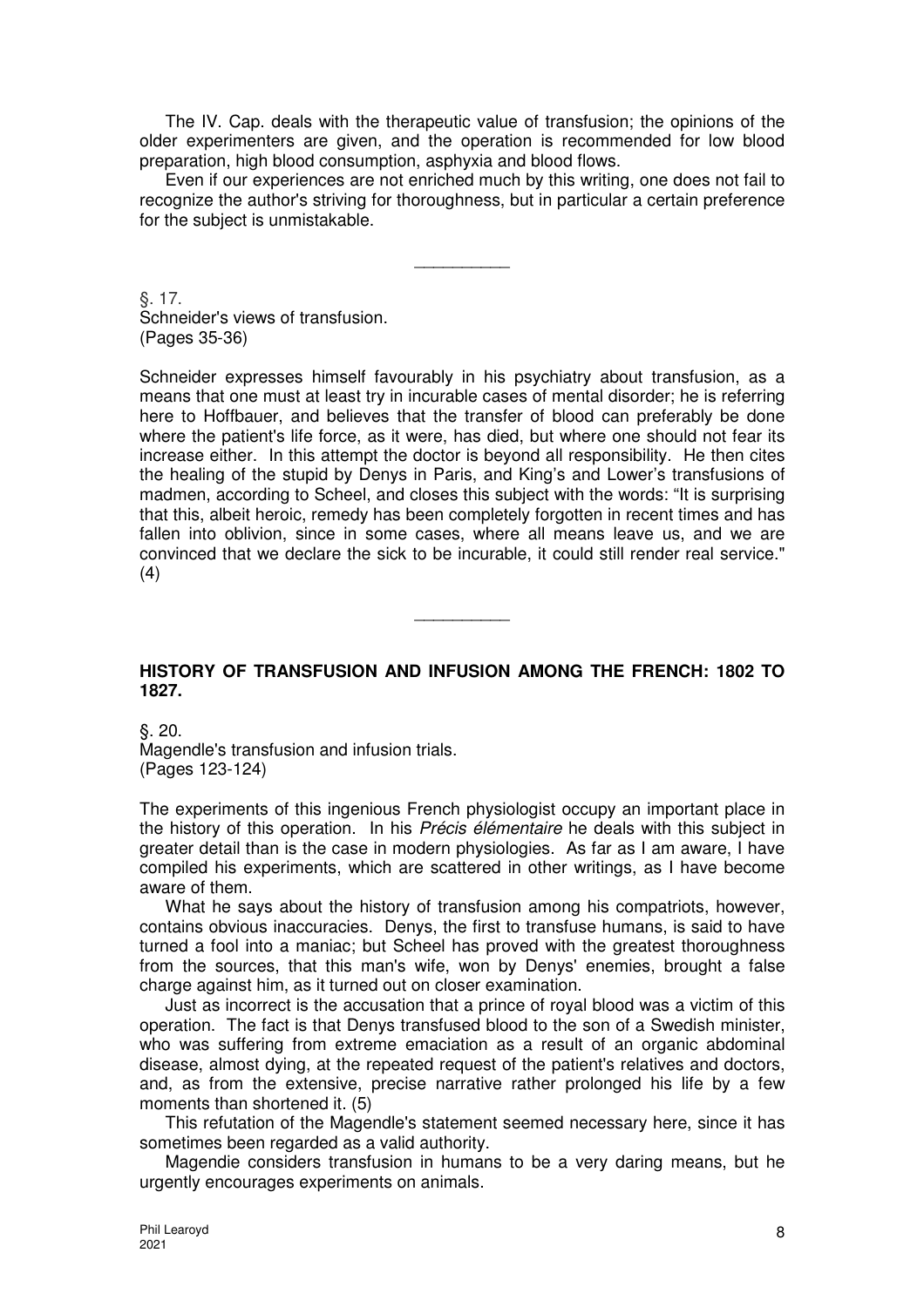The IV. Cap. deals with the therapeutic value of transfusion; the opinions of the older experimenters are given, and the operation is recommended for low blood preparation, high blood consumption, asphyxia and blood flows.

Even if our experiences are not enriched much by this writing, one does not fail to recognize the author's striving for thoroughness, but in particular a certain preference for the subject is unmistakable.

---

§. 17.
Schneider's views of transfusion.
(Pages 35-36)

Schneider expresses himself favourably in his psychiatry about transfusion, as a means that one must at least try in incurable cases of mental disorder; he is referring here to Hoffbauer, and believes that the transfer of blood can preferably be done where the patient's life force, as it were, has died, but where one should not fear its increase either. In this attempt the doctor is beyond all responsibility. He then cites the healing of the stupid by Denys in Paris, and King's and Lower's transfusions of madmen, according to Scheel, and closes this subject with the words: "It is surprising that this, albeit heroic, remedy has been completely forgotten in recent times and has fallen into oblivion, since in some cases, where all means leave us, and we are convinced that we declare the sick to be incurable, it could still render real service." (4)

---

## HISTORY OF TRANSFUSION AND INFUSION AMONG THE FRENCH: 1802 TO 1827.

§. 20.
Magendle's transfusion and infusion trials.
(Pages 123-124)

The experiments of this ingenious French physiologist occupy an important place in the history of this operation. In his *Précis élémentaire* he deals with this subject in greater detail than is the case in modern physiologies. As far as I am aware, I have compiled his experiments, which are scattered in other writings, as I have become aware of them.

What he says about the history of transfusion among his compatriots, however, contains obvious inaccuracies. Denys, the first to transfuse humans, is said to have turned a fool into a maniac; but Scheel has proved with the greatest thoroughness from the sources, that this man's wife, won by Denys' enemies, brought a false charge against him, as it turned out on closer examination.

Just as incorrect is the accusation that a prince of royal blood was a victim of this operation. The fact is that Denys transfused blood to the son of a Swedish minister, who was suffering from extreme emaciation as a result of an organic abdominal disease, almost dying, at the repeated request of the patient's relatives and doctors, and, as from the extensive, precise narrative rather prolonged his life by a few moments than shortened it. (5)

This refutation of the Magendle's statement seemed necessary here, since it has sometimes been regarded as a valid authority.

Magendie considers transfusion in humans to be a very daring means, but he urgently encourages experiments on animals.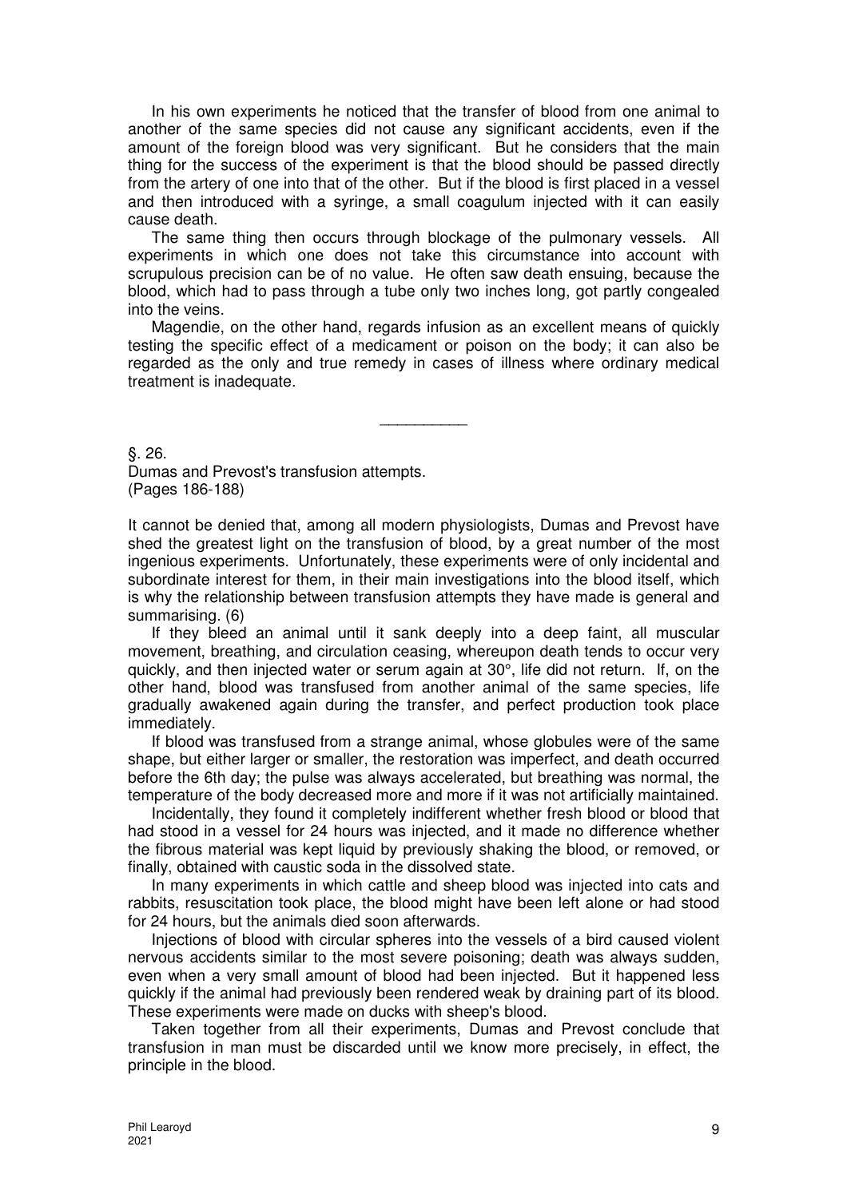In his own experiments he noticed that the transfer of blood from one animal to another of the same species did not cause any significant accidents, even if the amount of the foreign blood was very significant. But he considers that the main thing for the success of the experiment is that the blood should be passed directly from the artery of one into that of the other. But if the blood is first placed in a vessel and then introduced with a syringe, a small coagulum injected with it can easily cause death.

The same thing then occurs through blockage of the pulmonary vessels. All experiments in which one does not take this circumstance into account with scrupulous precision can be of no value. He often saw death ensuing, because the blood, which had to pass through a tube only two inches long, got partly congealed into the veins.

Magendie, on the other hand, regards infusion as an excellent means of quickly testing the specific effect of a medicament or poison on the body; it can also be regarded as the only and true remedy in cases of illness where ordinary medical treatment is inadequate.

---

§. 26.
Dumas and Prevost's transfusion attempts.
(Pages 186-188)

It cannot be denied that, among all modern physiologists, Dumas and Prevost have shed the greatest light on the transfusion of blood, by a great number of the most ingenious experiments. Unfortunately, these experiments were of only incidental and subordinate interest for them, in their main investigations into the blood itself, which is why the relationship between transfusion attempts they have made is general and summarising. (6)

If they bleed an animal until it sank deeply into a deep faint, all muscular movement, breathing, and circulation ceasing, whereupon death tends to occur very quickly, and then injected water or serum again at 30°, life did not return. If, on the other hand, blood was transfused from another animal of the same species, life gradually awakened again during the transfer, and perfect production took place immediately.

If blood was transfused from a strange animal, whose globules were of the same shape, but either larger or smaller, the restoration was imperfect, and death occurred before the 6th day; the pulse was always accelerated, but breathing was normal, the temperature of the body decreased more and more if it was not artificially maintained.

Incidentally, they found it completely indifferent whether fresh blood or blood that had stood in a vessel for 24 hours was injected, and it made no difference whether the fibrous material was kept liquid by previously shaking the blood, or removed, or finally, obtained with caustic soda in the dissolved state.

In many experiments in which cattle and sheep blood was injected into cats and rabbits, resuscitation took place, the blood might have been left alone or had stood for 24 hours, but the animals died soon afterwards.

Injections of blood with circular spheres into the vessels of a bird caused violent nervous accidents similar to the most severe poisoning; death was always sudden, even when a very small amount of blood had been injected. But it happened less quickly if the animal had previously been rendered weak by draining part of its blood. These experiments were made on ducks with sheep's blood.

Taken together from all their experiments, Dumas and Prevost conclude that transfusion in man must be discarded until we know more precisely, in effect, the principle in the blood.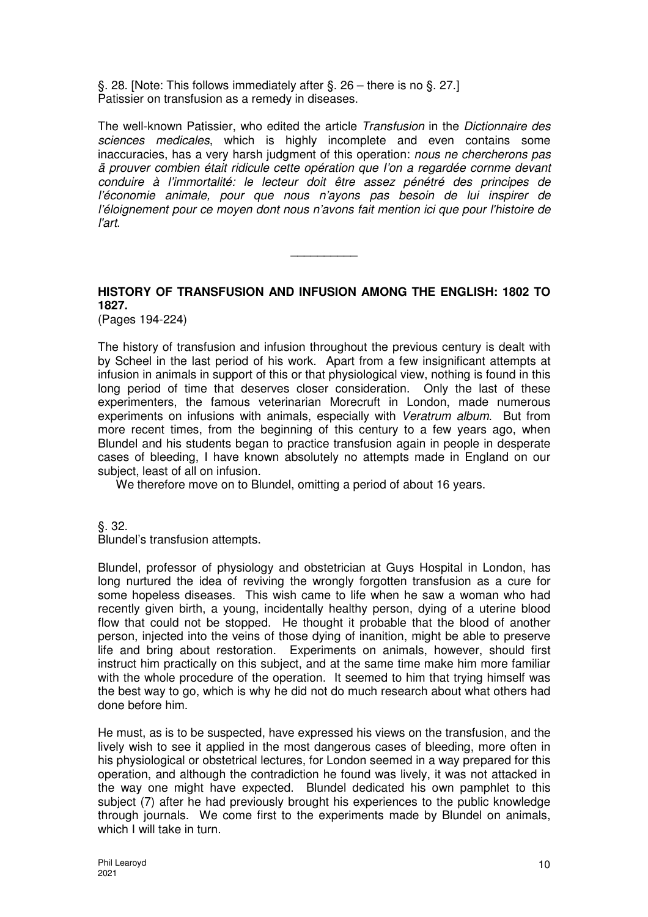§. 28. [Note: This follows immediately after §. 26 – there is no §. 27.]
Patissier on transfusion as a remedy in diseases.

The well-known Patissier, who edited the article *Transfusion* in the *Dictionnaire des sciences medicales*, which is highly incomplete and even contains some inaccuracies, has a very harsh judgment of this operation: *nous ne chercherons pas ä prouver combien était ridicule cette opération que l'on a regardée cornme devant conduire à l'immortalité: le lecteur doit être assez pénétré des principes de l'économie animale, pour que nous n'ayons pas besoin de lui inspirer de l'éloignement pour ce moyen dont nous n'avons fait mention ici que pour l'histoire de l'art*.

__________

**HISTORY OF TRANSFUSION AND INFUSION AMONG THE ENGLISH: 1802 TO 1827.**
(Pages 194-224)

The history of transfusion and infusion throughout the previous century is dealt with by Scheel in the last period of his work. Apart from a few insignificant attempts at infusion in animals in support of this or that physiological view, nothing is found in this long period of time that deserves closer consideration. Only the last of these experimenters, the famous veterinarian Morecruft in London, made numerous experiments on infusions with animals, especially with *Veratrum album*. But from more recent times, from the beginning of this century to a few years ago, when Blundel and his students began to practice transfusion again in people in desperate cases of bleeding, I have known absolutely no attempts made in England on our subject, least of all on infusion.

We therefore move on to Blundel, omitting a period of about 16 years.

§. 32.
Blundel's transfusion attempts.

Blundel, professor of physiology and obstetrician at Guys Hospital in London, has long nurtured the idea of reviving the wrongly forgotten transfusion as a cure for some hopeless diseases. This wish came to life when he saw a woman who had recently given birth, a young, incidentally healthy person, dying of a uterine blood flow that could not be stopped. He thought it probable that the blood of another person, injected into the veins of those dying of inanition, might be able to preserve life and bring about restoration. Experiments on animals, however, should first instruct him practically on this subject, and at the same time make him more familiar with the whole procedure of the operation. It seemed to him that trying himself was the best way to go, which is why he did not do much research about what others had done before him.

He must, as is to be suspected, have expressed his views on the transfusion, and the lively wish to see it applied in the most dangerous cases of bleeding, more often in his physiological or obstetrical lectures, for London seemed in a way prepared for this operation, and although the contradiction he found was lively, it was not attacked in the way one might have expected. Blundel dedicated his own pamphlet to this subject (7) after he had previously brought his experiences to the public knowledge through journals. We come first to the experiments made by Blundel on animals, which I will take in turn.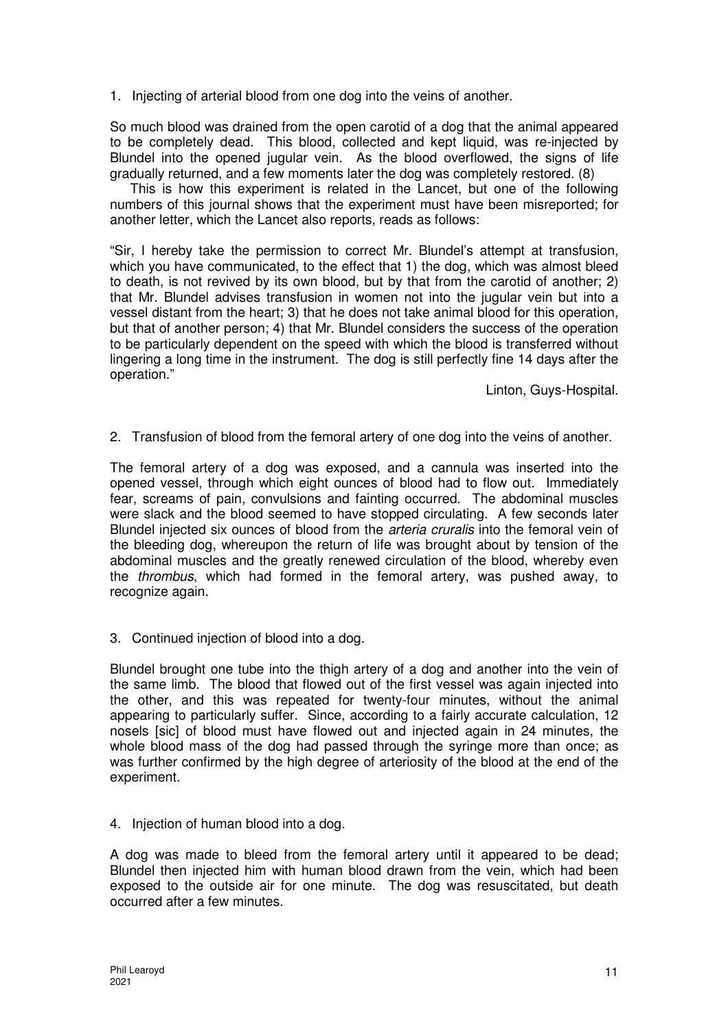1. Injecting of arterial blood from one dog into the veins of another.

So much blood was drained from the open carotid of a dog that the animal appeared to be completely dead. This blood, collected and kept liquid, was re-injected by Blundel into the opened jugular vein. As the blood overflowed, the signs of life gradually returned, and a few moments later the dog was completely restored. (8)

This is how this experiment is related in the Lancet, but one of the following numbers of this journal shows that the experiment must have been misreported; for another letter, which the Lancet also reports, reads as follows:

"Sir, I hereby take the permission to correct Mr. Blundel's attempt at transfusion, which you have communicated, to the effect that 1) the dog, which was almost bleed to death, is not revived by its own blood, but by that from the carotid of another; 2) that Mr. Blundel advises transfusion in women not into the jugular vein but into a vessel distant from the heart; 3) that he does not take animal blood for this operation, but that of another person; 4) that Mr. Blundel considers the success of the operation to be particularly dependent on the speed with which the blood is transferred without lingering a long time in the instrument. The dog is still perfectly fine 14 days after the operation."

Linton, Guys-Hospital.

2. Transfusion of blood from the femoral artery of one dog into the veins of another.

The femoral artery of a dog was exposed, and a cannula was inserted into the opened vessel, through which eight ounces of blood had to flow out. Immediately fear, screams of pain, convulsions and fainting occurred. The abdominal muscles were slack and the blood seemed to have stopped circulating. A few seconds later Blundel injected six ounces of blood from the *arteria cruralis* into the femoral vein of the bleeding dog, whereupon the return of life was brought about by tension of the abdominal muscles and the greatly renewed circulation of the blood, whereby even the *thrombus*, which had formed in the femoral artery, was pushed away, to recognize again.

3. Continued injection of blood into a dog.

Blundel brought one tube into the thigh artery of a dog and another into the vein of the same limb. The blood that flowed out of the first vessel was again injected into the other, and this was repeated for twenty-four minutes, without the animal appearing to particularly suffer. Since, according to a fairly accurate calculation, 12 nosels [sic] of blood must have flowed out and injected again in 24 minutes, the whole blood mass of the dog had passed through the syringe more than once; as was further confirmed by the high degree of arteriosity of the blood at the end of the experiment.

4. Injection of human blood into a dog.

A dog was made to bleed from the femoral artery until it appeared to be dead; Blundel then injected him with human blood drawn from the vein, which had been exposed to the outside air for one minute. The dog was resuscitated, but death occurred after a few minutes.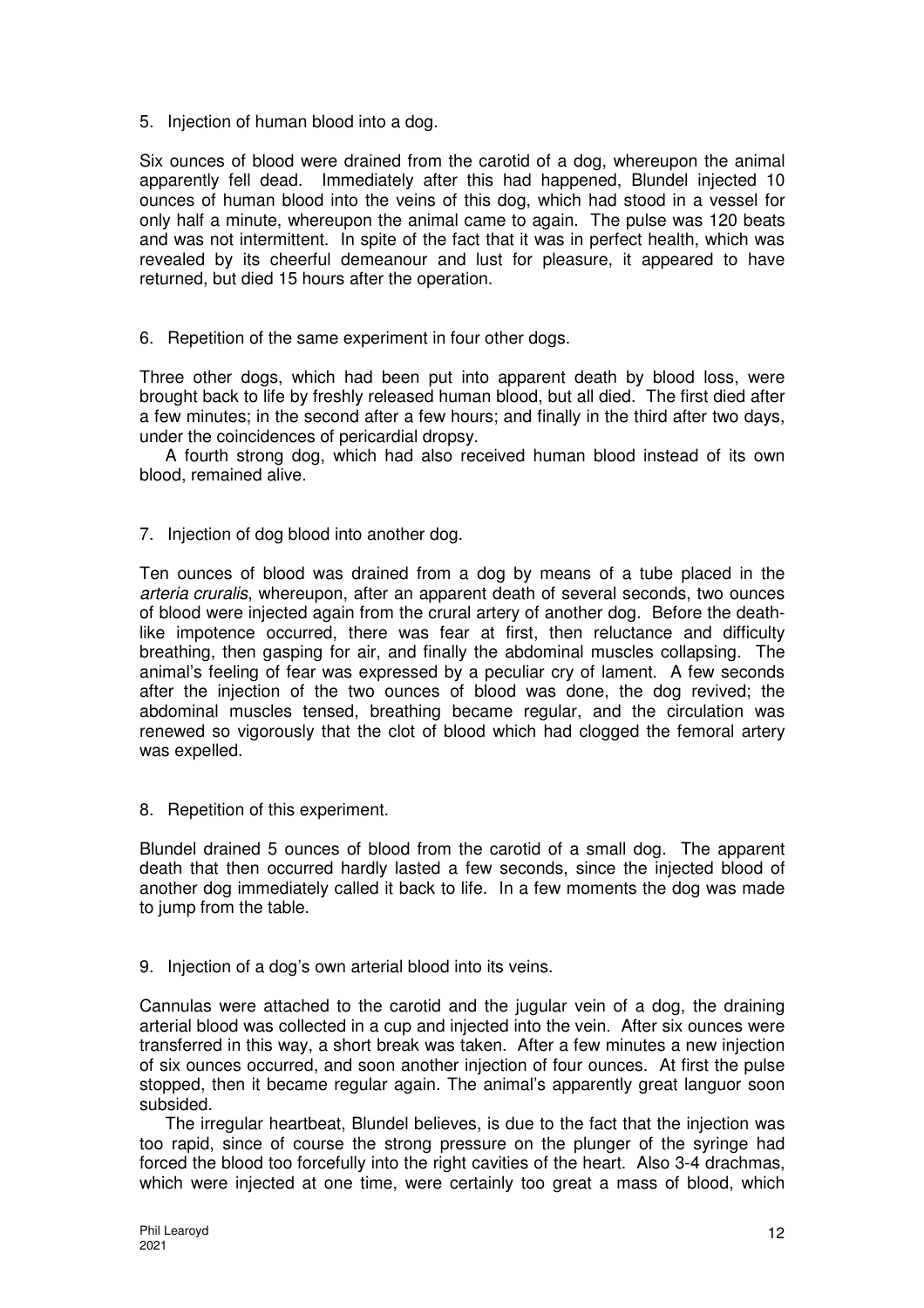5. Injection of human blood into a dog.

Six ounces of blood were drained from the carotid of a dog, whereupon the animal apparently fell dead. Immediately after this had happened, Blundel injected 10 ounces of human blood into the veins of this dog, which had stood in a vessel for only half a minute, whereupon the animal came to again. The pulse was 120 beats and was not intermittent. In spite of the fact that it was in perfect health, which was revealed by its cheerful demeanour and lust for pleasure, it appeared to have returned, but died 15 hours after the operation.

6. Repetition of the same experiment in four other dogs.

Three other dogs, which had been put into apparent death by blood loss, were brought back to life by freshly released human blood, but all died. The first died after a few minutes; in the second after a few hours; and finally in the third after two days, under the coincidences of pericardial dropsy.

A fourth strong dog, which had also received human blood instead of its own blood, remained alive.

7. Injection of dog blood into another dog.

Ten ounces of blood was drained from a dog by means of a tube placed in the *arteria cruralis*, whereupon, after an apparent death of several seconds, two ounces of blood were injected again from the crural artery of another dog. Before the death-like impotence occurred, there was fear at first, then reluctance and difficulty breathing, then gasping for air, and finally the abdominal muscles collapsing. The animal's feeling of fear was expressed by a peculiar cry of lament. A few seconds after the injection of the two ounces of blood was done, the dog revived; the abdominal muscles tensed, breathing became regular, and the circulation was renewed so vigorously that the clot of blood which had clogged the femoral artery was expelled.

8. Repetition of this experiment.

Blundel drained 5 ounces of blood from the carotid of a small dog. The apparent death that then occurred hardly lasted a few seconds, since the injected blood of another dog immediately called it back to life. In a few moments the dog was made to jump from the table.

9. Injection of a dog's own arterial blood into its veins.

Cannulas were attached to the carotid and the jugular vein of a dog, the draining arterial blood was collected in a cup and injected into the vein. After six ounces were transferred in this way, a short break was taken. After a few minutes a new injection of six ounces occurred, and soon another injection of four ounces. At first the pulse stopped, then it became regular again. The animal's apparently great languor soon subsided.

The irregular heartbeat, Blundel believes, is due to the fact that the injection was too rapid, since of course the strong pressure on the plunger of the syringe had forced the blood too forcefully into the right cavities of the heart. Also 3-4 drachmas, which were injected at one time, were certainly too great a mass of blood, which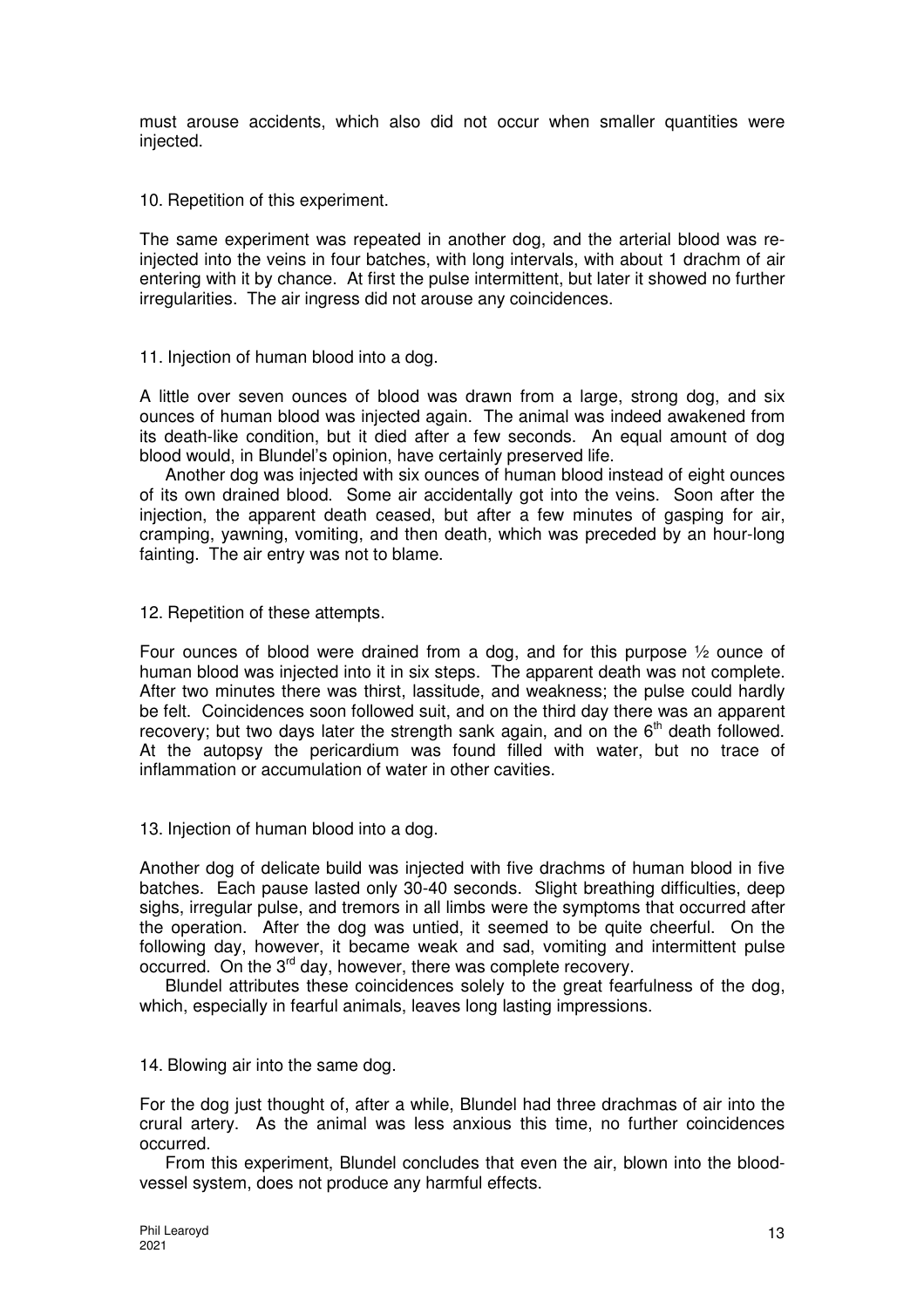must arouse accidents, which also did not occur when smaller quantities were injected.

10. Repetition of this experiment.

The same experiment was repeated in another dog, and the arterial blood was re-injected into the veins in four batches, with long intervals, with about 1 drachm of air entering with it by chance. At first the pulse intermittent, but later it showed no further irregularities. The air ingress did not arouse any coincidences.

11. Injection of human blood into a dog.

A little over seven ounces of blood was drawn from a large, strong dog, and six ounces of human blood was injected again. The animal was indeed awakened from its death-like condition, but it died after a few seconds. An equal amount of dog blood would, in Blundel's opinion, have certainly preserved life.

Another dog was injected with six ounces of human blood instead of eight ounces of its own drained blood. Some air accidentally got into the veins. Soon after the injection, the apparent death ceased, but after a few minutes of gasping for air, cramping, yawning, vomiting, and then death, which was preceded by an hour-long fainting. The air entry was not to blame.

12. Repetition of these attempts.

Four ounces of blood were drained from a dog, and for this purpose ½ ounce of human blood was injected into it in six steps. The apparent death was not complete. After two minutes there was thirst, lassitude, and weakness; the pulse could hardly be felt. Coincidences soon followed suit, and on the third day there was an apparent recovery; but two days later the strength sank again, and on the 6th death followed. At the autopsy the pericardium was found filled with water, but no trace of inflammation or accumulation of water in other cavities.

13. Injection of human blood into a dog.

Another dog of delicate build was injected with five drachms of human blood in five batches. Each pause lasted only 30-40 seconds. Slight breathing difficulties, deep sighs, irregular pulse, and tremors in all limbs were the symptoms that occurred after the operation. After the dog was untied, it seemed to be quite cheerful. On the following day, however, it became weak and sad, vomiting and intermittent pulse occurred. On the 3rd day, however, there was complete recovery.

Blundel attributes these coincidences solely to the great fearfulness of the dog, which, especially in fearful animals, leaves long lasting impressions.

14. Blowing air into the same dog.

For the dog just thought of, after a while, Blundel had three drachmas of air into the crural artery. As the animal was less anxious this time, no further coincidences occurred.

From this experiment, Blundel concludes that even the air, blown into the blood-vessel system, does not produce any harmful effects.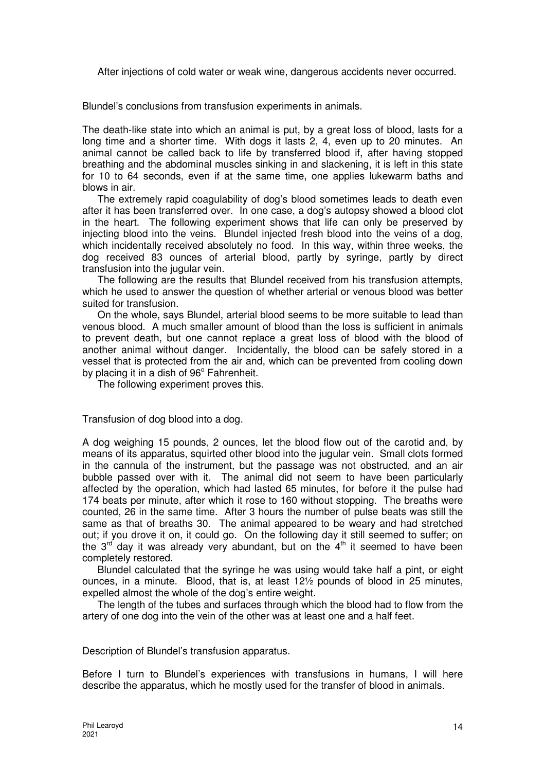After injections of cold water or weak wine, dangerous accidents never occurred.

Blundel's conclusions from transfusion experiments in animals.

The death-like state into which an animal is put, by a great loss of blood, lasts for a long time and a shorter time. With dogs it lasts 2, 4, even up to 20 minutes. An animal cannot be called back to life by transferred blood if, after having stopped breathing and the abdominal muscles sinking in and slackening, it is left in this state for 10 to 64 seconds, even if at the same time, one applies lukewarm baths and blows in air.

The extremely rapid coagulability of dog's blood sometimes leads to death even after it has been transferred over. In one case, a dog's autopsy showed a blood clot in the heart. The following experiment shows that life can only be preserved by injecting blood into the veins. Blundel injected fresh blood into the veins of a dog, which incidentally received absolutely no food. In this way, within three weeks, the dog received 83 ounces of arterial blood, partly by syringe, partly by direct transfusion into the jugular vein.

The following are the results that Blundel received from his transfusion attempts, which he used to answer the question of whether arterial or venous blood was better suited for transfusion.

On the whole, says Blundel, arterial blood seems to be more suitable to lead than venous blood. A much smaller amount of blood than the loss is sufficient in animals to prevent death, but one cannot replace a great loss of blood with the blood of another animal without danger. Incidentally, the blood can be safely stored in a vessel that is protected from the air and, which can be prevented from cooling down by placing it in a dish of 96° Fahrenheit.

The following experiment proves this.

Transfusion of dog blood into a dog.

A dog weighing 15 pounds, 2 ounces, let the blood flow out of the carotid and, by means of its apparatus, squirted other blood into the jugular vein. Small clots formed in the cannula of the instrument, but the passage was not obstructed, and an air bubble passed over with it. The animal did not seem to have been particularly affected by the operation, which had lasted 65 minutes, for before it the pulse had 174 beats per minute, after which it rose to 160 without stopping. The breaths were counted, 26 in the same time. After 3 hours the number of pulse beats was still the same as that of breaths 30. The animal appeared to be weary and had stretched out; if you drove it on, it could go. On the following day it still seemed to suffer; on the 3rd day it was already very abundant, but on the 4th it seemed to have been completely restored.

Blundel calculated that the syringe he was using would take half a pint, or eight ounces, in a minute. Blood, that is, at least 12½ pounds of blood in 25 minutes, expelled almost the whole of the dog's entire weight.

The length of the tubes and surfaces through which the blood had to flow from the artery of one dog into the vein of the other was at least one and a half feet.

Description of Blundel's transfusion apparatus.

Before I turn to Blundel's experiences with transfusions in humans, I will here describe the apparatus, which he mostly used for the transfer of blood in animals.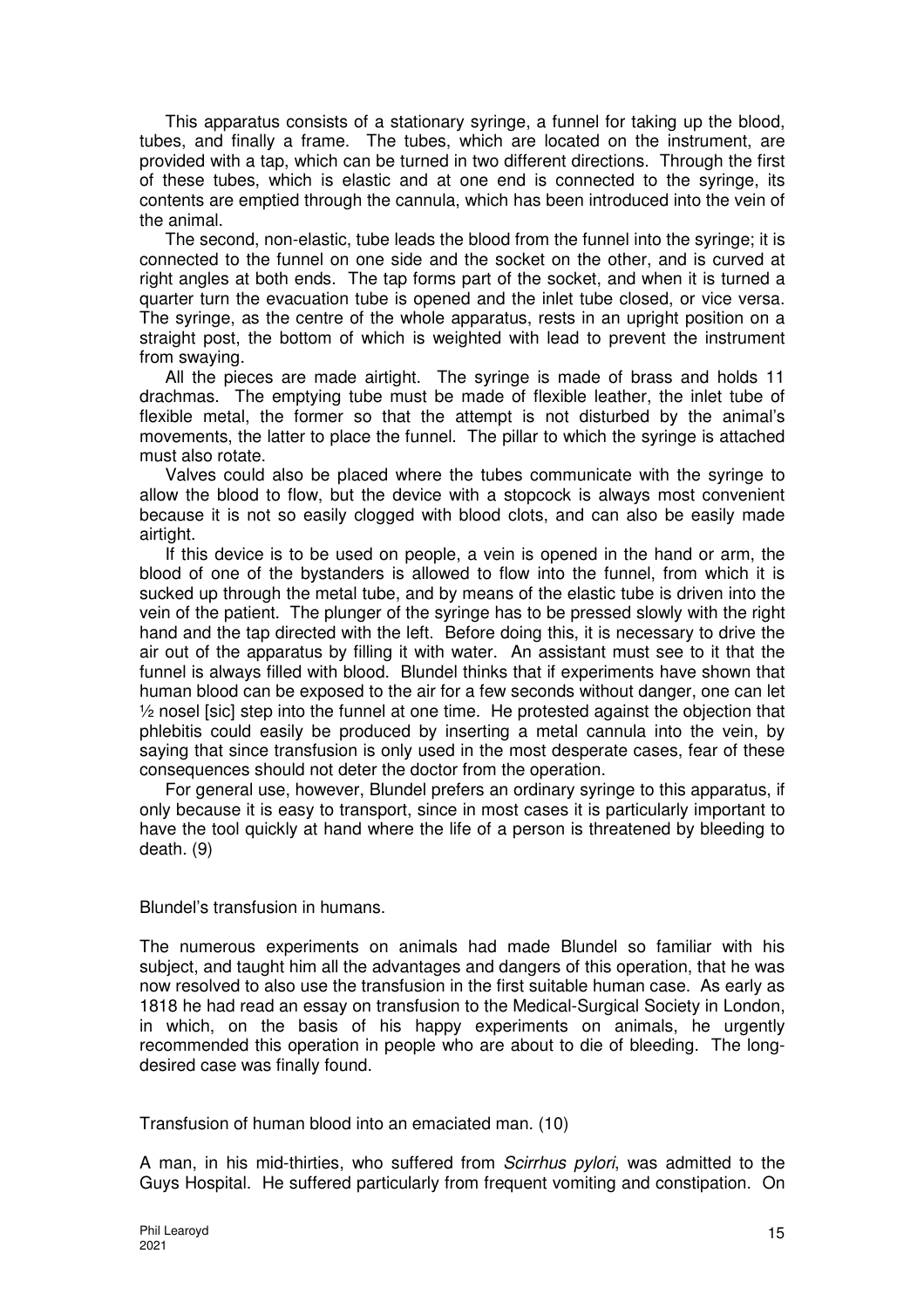This apparatus consists of a stationary syringe, a funnel for taking up the blood, tubes, and finally a frame. The tubes, which are located on the instrument, are provided with a tap, which can be turned in two different directions. Through the first of these tubes, which is elastic and at one end is connected to the syringe, its contents are emptied through the cannula, which has been introduced into the vein of the animal.

The second, non-elastic, tube leads the blood from the funnel into the syringe; it is connected to the funnel on one side and the socket on the other, and is curved at right angles at both ends. The tap forms part of the socket, and when it is turned a quarter turn the evacuation tube is opened and the inlet tube closed, or vice versa. The syringe, as the centre of the whole apparatus, rests in an upright position on a straight post, the bottom of which is weighted with lead to prevent the instrument from swaying.

All the pieces are made airtight. The syringe is made of brass and holds 11 drachmas. The emptying tube must be made of flexible leather, the inlet tube of flexible metal, the former so that the attempt is not disturbed by the animal's movements, the latter to place the funnel. The pillar to which the syringe is attached must also rotate.

Valves could also be placed where the tubes communicate with the syringe to allow the blood to flow, but the device with a stopcock is always most convenient because it is not so easily clogged with blood clots, and can also be easily made airtight.

If this device is to be used on people, a vein is opened in the hand or arm, the blood of one of the bystanders is allowed to flow into the funnel, from which it is sucked up through the metal tube, and by means of the elastic tube is driven into the vein of the patient. The plunger of the syringe has to be pressed slowly with the right hand and the tap directed with the left. Before doing this, it is necessary to drive the air out of the apparatus by filling it with water. An assistant must see to it that the funnel is always filled with blood. Blundel thinks that if experiments have shown that human blood can be exposed to the air for a few seconds without danger, one can let ½ nosel [sic] step into the funnel at one time. He protested against the objection that phlebitis could easily be produced by inserting a metal cannula into the vein, by saying that since transfusion is only used in the most desperate cases, fear of these consequences should not deter the doctor from the operation.

For general use, however, Blundel prefers an ordinary syringe to this apparatus, if only because it is easy to transport, since in most cases it is particularly important to have the tool quickly at hand where the life of a person is threatened by bleeding to death. (9)

Blundel's transfusion in humans.

The numerous experiments on animals had made Blundel so familiar with his subject, and taught him all the advantages and dangers of this operation, that he was now resolved to also use the transfusion in the first suitable human case. As early as 1818 he had read an essay on transfusion to the Medical-Surgical Society in London, in which, on the basis of his happy experiments on animals, he urgently recommended this operation in people who are about to die of bleeding. The long-desired case was finally found.

Transfusion of human blood into an emaciated man. (10)

A man, in his mid-thirties, who suffered from *Scirrhus pylori*, was admitted to the Guys Hospital. He suffered particularly from frequent vomiting and constipation. On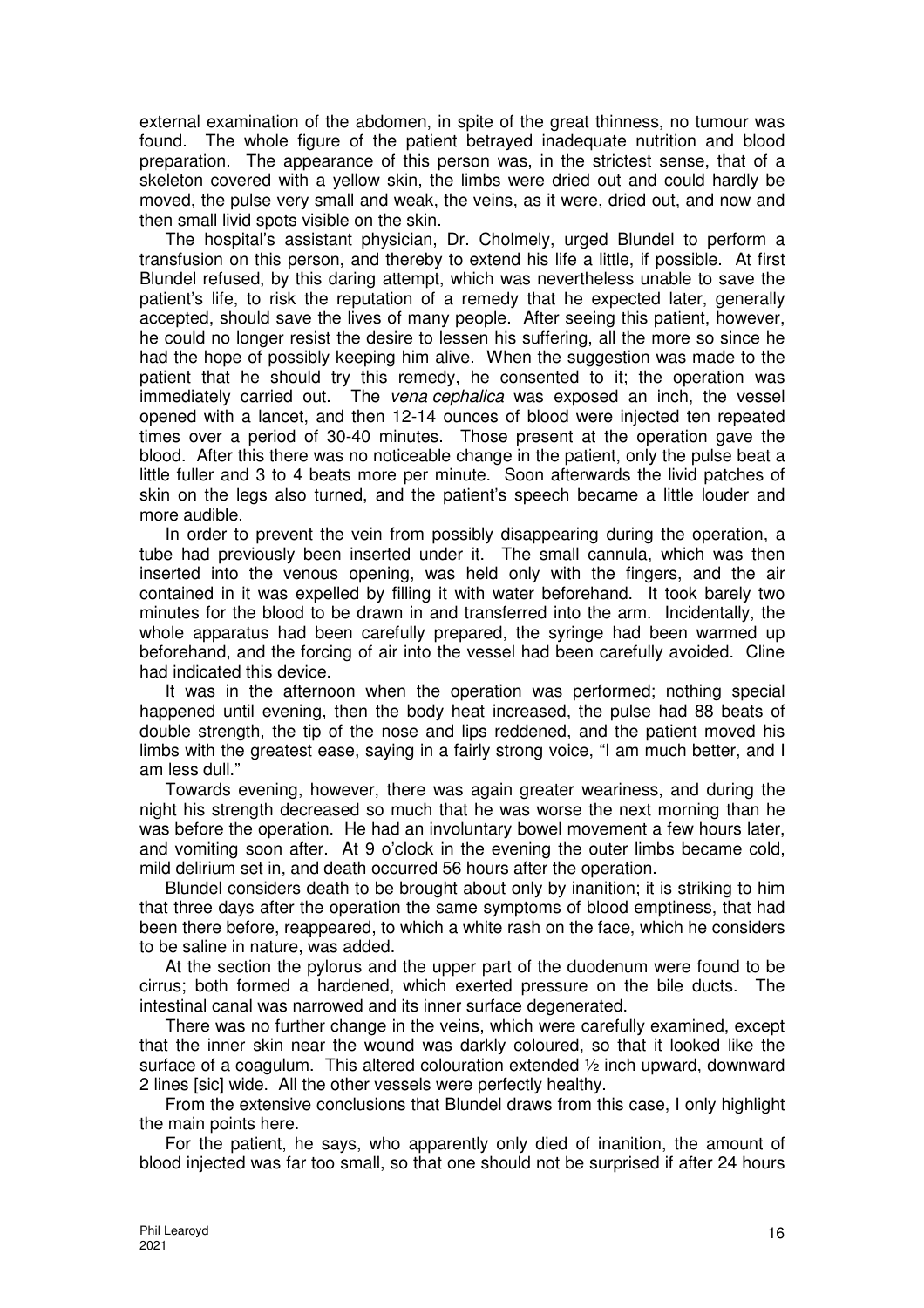external examination of the abdomen, in spite of the great thinness, no tumour was found. The whole figure of the patient betrayed inadequate nutrition and blood preparation. The appearance of this person was, in the strictest sense, that of a skeleton covered with a yellow skin, the limbs were dried out and could hardly be moved, the pulse very small and weak, the veins, as it were, dried out, and now and then small livid spots visible on the skin.

The hospital's assistant physician, Dr. Cholmely, urged Blundel to perform a transfusion on this person, and thereby to extend his life a little, if possible. At first Blundel refused, by this daring attempt, which was nevertheless unable to save the patient's life, to risk the reputation of a remedy that he expected later, generally accepted, should save the lives of many people. After seeing this patient, however, he could no longer resist the desire to lessen his suffering, all the more so since he had the hope of possibly keeping him alive. When the suggestion was made to the patient that he should try this remedy, he consented to it; the operation was immediately carried out. The *vena cephalica* was exposed an inch, the vessel opened with a lancet, and then 12-14 ounces of blood were injected ten repeated times over a period of 30-40 minutes. Those present at the operation gave the blood. After this there was no noticeable change in the patient, only the pulse beat a little fuller and 3 to 4 beats more per minute. Soon afterwards the livid patches of skin on the legs also turned, and the patient's speech became a little louder and more audible.

In order to prevent the vein from possibly disappearing during the operation, a tube had previously been inserted under it. The small cannula, which was then inserted into the venous opening, was held only with the fingers, and the air contained in it was expelled by filling it with water beforehand. It took barely two minutes for the blood to be drawn in and transferred into the arm. Incidentally, the whole apparatus had been carefully prepared, the syringe had been warmed up beforehand, and the forcing of air into the vessel had been carefully avoided. Cline had indicated this device.

It was in the afternoon when the operation was performed; nothing special happened until evening, then the body heat increased, the pulse had 88 beats of double strength, the tip of the nose and lips reddened, and the patient moved his limbs with the greatest ease, saying in a fairly strong voice, "I am much better, and I am less dull."

Towards evening, however, there was again greater weariness, and during the night his strength decreased so much that he was worse the next morning than he was before the operation. He had an involuntary bowel movement a few hours later, and vomiting soon after. At 9 o'clock in the evening the outer limbs became cold, mild delirium set in, and death occurred 56 hours after the operation.

Blundel considers death to be brought about only by inanition; it is striking to him that three days after the operation the same symptoms of blood emptiness, that had been there before, reappeared, to which a white rash on the face, which he considers to be saline in nature, was added.

At the section the pylorus and the upper part of the duodenum were found to be cirrus; both formed a hardened, which exerted pressure on the bile ducts. The intestinal canal was narrowed and its inner surface degenerated.

There was no further change in the veins, which were carefully examined, except that the inner skin near the wound was darkly coloured, so that it looked like the surface of a coagulum. This altered colouration extended ½ inch upward, downward 2 lines [sic] wide. All the other vessels were perfectly healthy.

From the extensive conclusions that Blundel draws from this case, I only highlight the main points here.

For the patient, he says, who apparently only died of inanition, the amount of blood injected was far too small, so that one should not be surprised if after 24 hours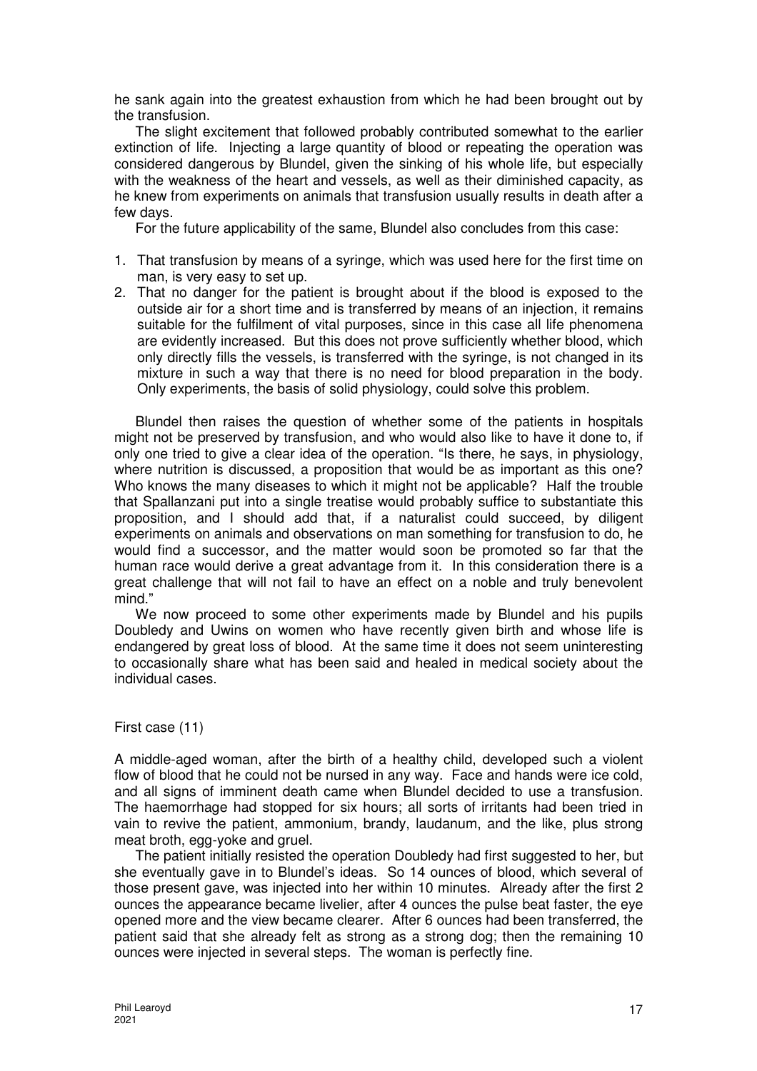he sank again into the greatest exhaustion from which he had been brought out by the transfusion.

The slight excitement that followed probably contributed somewhat to the earlier extinction of life. Injecting a large quantity of blood or repeating the operation was considered dangerous by Blundel, given the sinking of his whole life, but especially with the weakness of the heart and vessels, as well as their diminished capacity, as he knew from experiments on animals that transfusion usually results in death after a few days.

For the future applicability of the same, Blundel also concludes from this case:

1. That transfusion by means of a syringe, which was used here for the first time on man, is very easy to set up.
2. That no danger for the patient is brought about if the blood is exposed to the outside air for a short time and is transferred by means of an injection, it remains suitable for the fulfilment of vital purposes, since in this case all life phenomena are evidently increased. But this does not prove sufficiently whether blood, which only directly fills the vessels, is transferred with the syringe, is not changed in its mixture in such a way that there is no need for blood preparation in the body. Only experiments, the basis of solid physiology, could solve this problem.

Blundel then raises the question of whether some of the patients in hospitals might not be preserved by transfusion, and who would also like to have it done to, if only one tried to give a clear idea of the operation. "Is there, he says, in physiology, where nutrition is discussed, a proposition that would be as important as this one? Who knows the many diseases to which it might not be applicable? Half the trouble that Spallanzani put into a single treatise would probably suffice to substantiate this proposition, and I should add that, if a naturalist could succeed, by diligent experiments on animals and observations on man something for transfusion to do, he would find a successor, and the matter would soon be promoted so far that the human race would derive a great advantage from it. In this consideration there is a great challenge that will not fail to have an effect on a noble and truly benevolent mind."

We now proceed to some other experiments made by Blundel and his pupils Doubledy and Uwins on women who have recently given birth and whose life is endangered by great loss of blood. At the same time it does not seem uninteresting to occasionally share what has been said and healed in medical society about the individual cases.

First case (11)

A middle-aged woman, after the birth of a healthy child, developed such a violent flow of blood that he could not be nursed in any way. Face and hands were ice cold, and all signs of imminent death came when Blundel decided to use a transfusion. The haemorrhage had stopped for six hours; all sorts of irritants had been tried in vain to revive the patient, ammonium, brandy, laudanum, and the like, plus strong meat broth, egg-yoke and gruel.

The patient initially resisted the operation Doubledy had first suggested to her, but she eventually gave in to Blundel's ideas. So 14 ounces of blood, which several of those present gave, was injected into her within 10 minutes. Already after the first 2 ounces the appearance became livelier, after 4 ounces the pulse beat faster, the eye opened more and the view became clearer. After 6 ounces had been transferred, the patient said that she already felt as strong as a strong dog; then the remaining 10 ounces were injected in several steps. The woman is perfectly fine.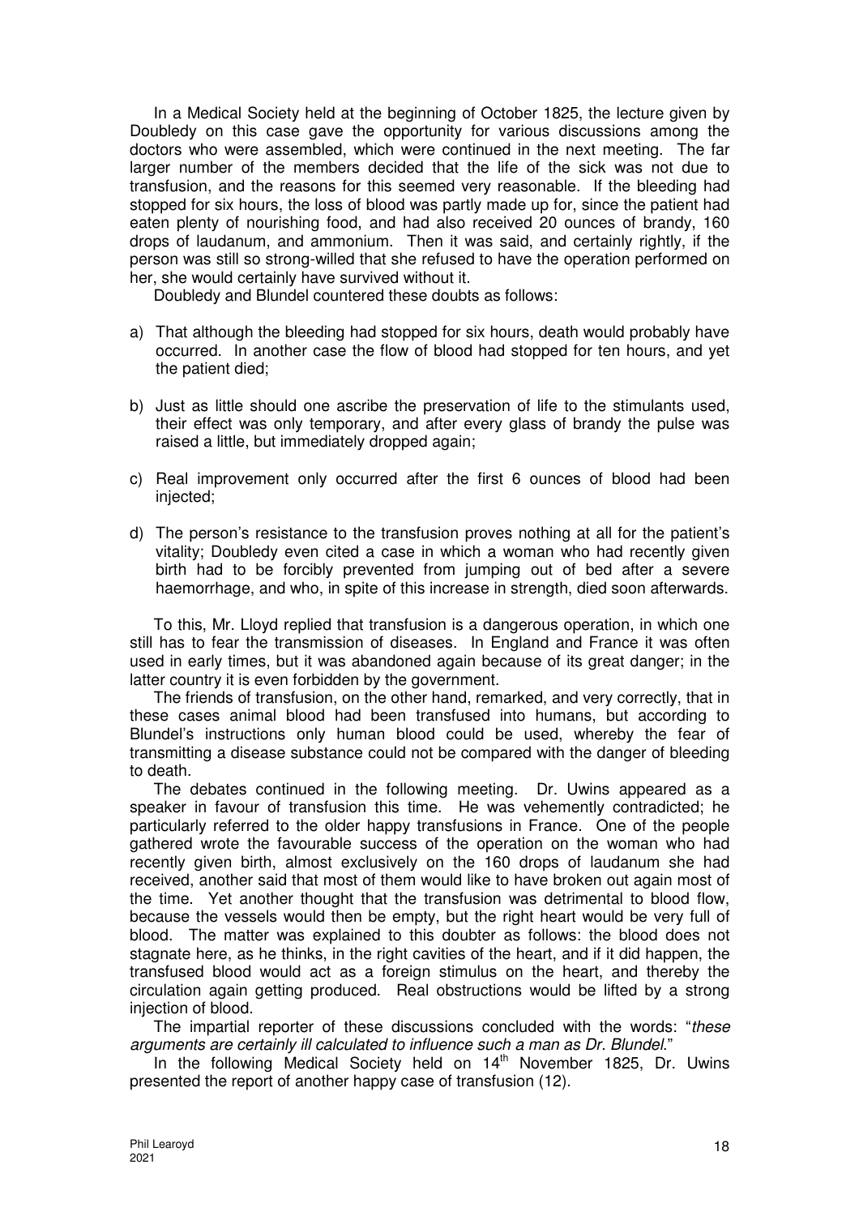In a Medical Society held at the beginning of October 1825, the lecture given by Doubledy on this case gave the opportunity for various discussions among the doctors who were assembled, which were continued in the next meeting. The far larger number of the members decided that the life of the sick was not due to transfusion, and the reasons for this seemed very reasonable. If the bleeding had stopped for six hours, the loss of blood was partly made up for, since the patient had eaten plenty of nourishing food, and had also received 20 ounces of brandy, 160 drops of laudanum, and ammonium. Then it was said, and certainly rightly, if the person was still so strong-willed that she refused to have the operation performed on her, she would certainly have survived without it.

Doubledy and Blundel countered these doubts as follows:

a) That although the bleeding had stopped for six hours, death would probably have occurred. In another case the flow of blood had stopped for ten hours, and yet the patient died;

b) Just as little should one ascribe the preservation of life to the stimulants used, their effect was only temporary, and after every glass of brandy the pulse was raised a little, but immediately dropped again;

c) Real improvement only occurred after the first 6 ounces of blood had been injected;

d) The person's resistance to the transfusion proves nothing at all for the patient's vitality; Doubledy even cited a case in which a woman who had recently given birth had to be forcibly prevented from jumping out of bed after a severe haemorrhage, and who, in spite of this increase in strength, died soon afterwards.

To this, Mr. Lloyd replied that transfusion is a dangerous operation, in which one still has to fear the transmission of diseases. In England and France it was often used in early times, but it was abandoned again because of its great danger; in the latter country it is even forbidden by the government.

The friends of transfusion, on the other hand, remarked, and very correctly, that in these cases animal blood had been transfused into humans, but according to Blundel's instructions only human blood could be used, whereby the fear of transmitting a disease substance could not be compared with the danger of bleeding to death.

The debates continued in the following meeting. Dr. Uwins appeared as a speaker in favour of transfusion this time. He was vehemently contradicted; he particularly referred to the older happy transfusions in France. One of the people gathered wrote the favourable success of the operation on the woman who had recently given birth, almost exclusively on the 160 drops of laudanum she had received, another said that most of them would like to have broken out again most of the time. Yet another thought that the transfusion was detrimental to blood flow, because the vessels would then be empty, but the right heart would be very full of blood. The matter was explained to this doubter as follows: the blood does not stagnate here, as he thinks, in the right cavities of the heart, and if it did happen, the transfused blood would act as a foreign stimulus on the heart, and thereby the circulation again getting produced. Real obstructions would be lifted by a strong injection of blood.

The impartial reporter of these discussions concluded with the words: "*these arguments are certainly ill calculated to influence such a man as Dr. Blundel*."

In the following Medical Society held on 14th November 1825, Dr. Uwins presented the report of another happy case of transfusion (12).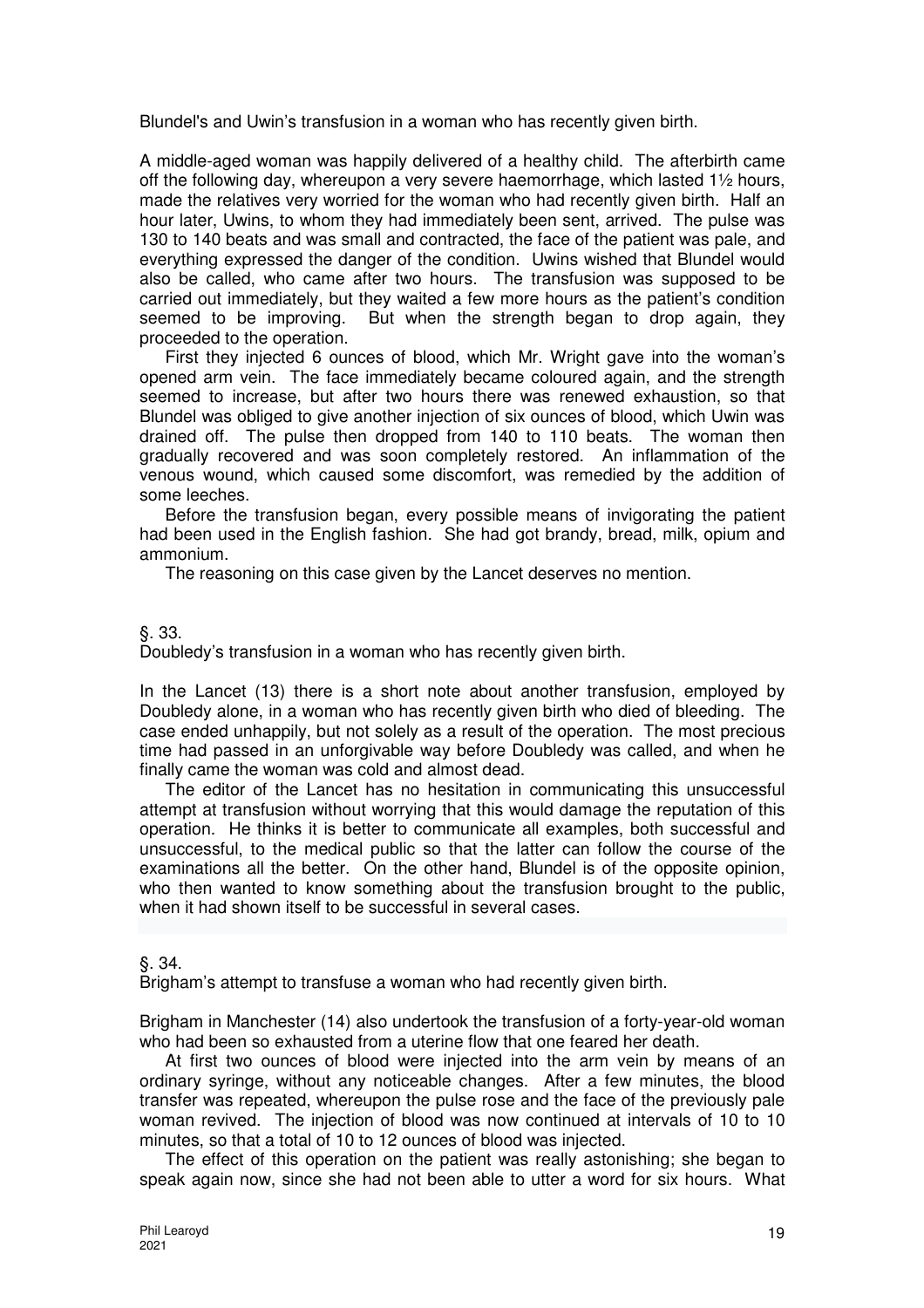Blundel's and Uwin's transfusion in a woman who has recently given birth.

A middle-aged woman was happily delivered of a healthy child. The afterbirth came off the following day, whereupon a very severe haemorrhage, which lasted 1½ hours, made the relatives very worried for the woman who had recently given birth. Half an hour later, Uwins, to whom they had immediately been sent, arrived. The pulse was 130 to 140 beats and was small and contracted, the face of the patient was pale, and everything expressed the danger of the condition. Uwins wished that Blundel would also be called, who came after two hours. The transfusion was supposed to be carried out immediately, but they waited a few more hours as the patient's condition seemed to be improving. But when the strength began to drop again, they proceeded to the operation.

First they injected 6 ounces of blood, which Mr. Wright gave into the woman's opened arm vein. The face immediately became coloured again, and the strength seemed to increase, but after two hours there was renewed exhaustion, so that Blundel was obliged to give another injection of six ounces of blood, which Uwin was drained off. The pulse then dropped from 140 to 110 beats. The woman then gradually recovered and was soon completely restored. An inflammation of the venous wound, which caused some discomfort, was remedied by the addition of some leeches.

Before the transfusion began, every possible means of invigorating the patient had been used in the English fashion. She had got brandy, bread, milk, opium and ammonium.

The reasoning on this case given by the Lancet deserves no mention.

§. 33.
Doubledy's transfusion in a woman who has recently given birth.

In the Lancet (13) there is a short note about another transfusion, employed by Doubledy alone, in a woman who has recently given birth who died of bleeding. The case ended unhappily, but not solely as a result of the operation. The most precious time had passed in an unforgivable way before Doubledy was called, and when he finally came the woman was cold and almost dead.

The editor of the Lancet has no hesitation in communicating this unsuccessful attempt at transfusion without worrying that this would damage the reputation of this operation. He thinks it is better to communicate all examples, both successful and unsuccessful, to the medical public so that the latter can follow the course of the examinations all the better. On the other hand, Blundel is of the opposite opinion, who then wanted to know something about the transfusion brought to the public, when it had shown itself to be successful in several cases.

§. 34.
Brigham's attempt to transfuse a woman who had recently given birth.

Brigham in Manchester (14) also undertook the transfusion of a forty-year-old woman who had been so exhausted from a uterine flow that one feared her death.

At first two ounces of blood were injected into the arm vein by means of an ordinary syringe, without any noticeable changes. After a few minutes, the blood transfer was repeated, whereupon the pulse rose and the face of the previously pale woman revived. The injection of blood was now continued at intervals of 10 to 10 minutes, so that a total of 10 to 12 ounces of blood was injected.

The effect of this operation on the patient was really astonishing; she began to speak again now, since she had not been able to utter a word for six hours. What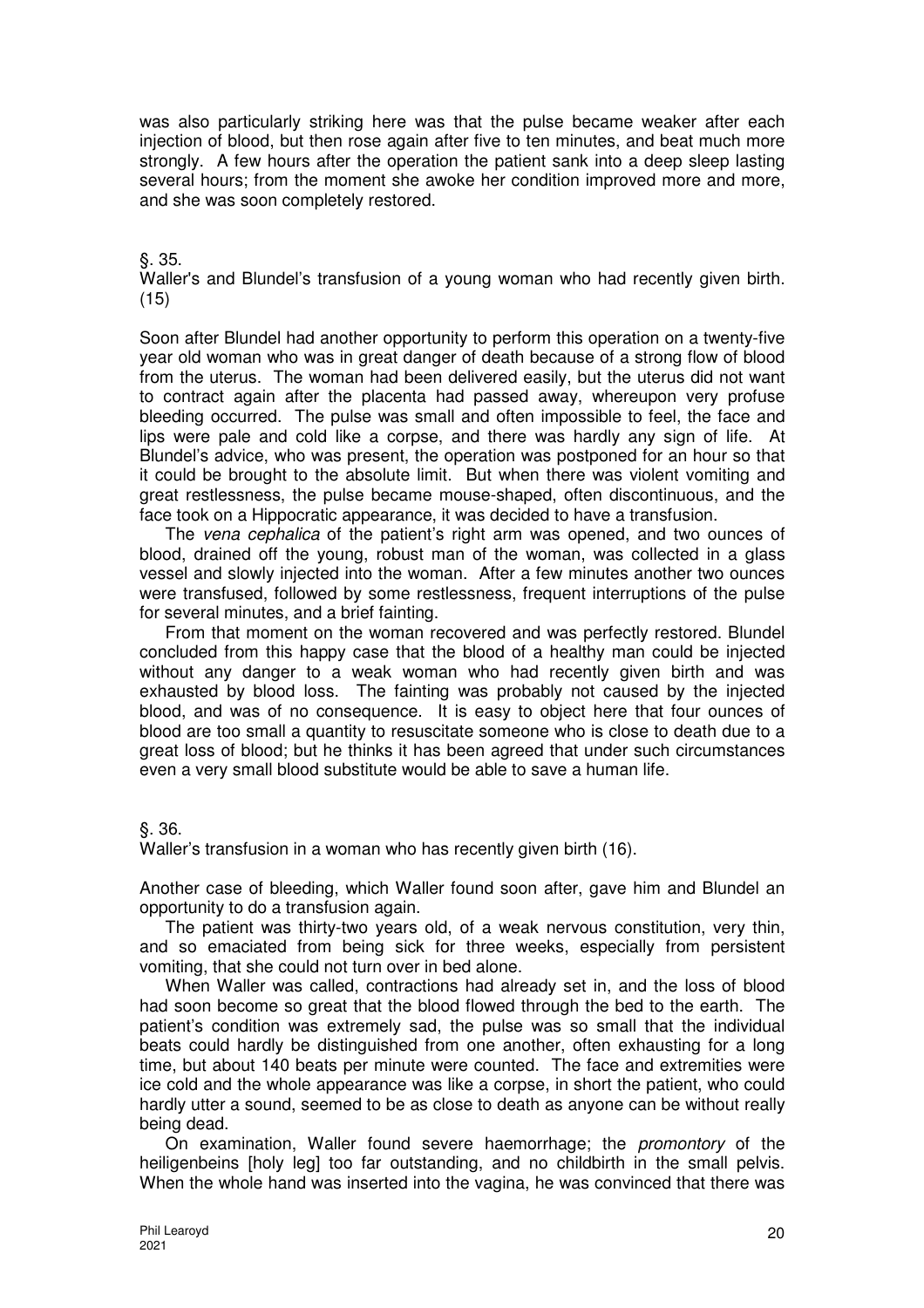was also particularly striking here was that the pulse became weaker after each injection of blood, but then rose again after five to ten minutes, and beat much more strongly. A few hours after the operation the patient sank into a deep sleep lasting several hours; from the moment she awoke her condition improved more and more, and she was soon completely restored.

§. 35.
Waller's and Blundel's transfusion of a young woman who had recently given birth. (15)

Soon after Blundel had another opportunity to perform this operation on a twenty-five year old woman who was in great danger of death because of a strong flow of blood from the uterus. The woman had been delivered easily, but the uterus did not want to contract again after the placenta had passed away, whereupon very profuse bleeding occurred. The pulse was small and often impossible to feel, the face and lips were pale and cold like a corpse, and there was hardly any sign of life. At Blundel's advice, who was present, the operation was postponed for an hour so that it could be brought to the absolute limit. But when there was violent vomiting and great restlessness, the pulse became mouse-shaped, often discontinuous, and the face took on a Hippocratic appearance, it was decided to have a transfusion.

The *vena cephalica* of the patient's right arm was opened, and two ounces of blood, drained off the young, robust man of the woman, was collected in a glass vessel and slowly injected into the woman. After a few minutes another two ounces were transfused, followed by some restlessness, frequent interruptions of the pulse for several minutes, and a brief fainting.

From that moment on the woman recovered and was perfectly restored. Blundel concluded from this happy case that the blood of a healthy man could be injected without any danger to a weak woman who had recently given birth and was exhausted by blood loss. The fainting was probably not caused by the injected blood, and was of no consequence. It is easy to object here that four ounces of blood are too small a quantity to resuscitate someone who is close to death due to a great loss of blood; but he thinks it has been agreed that under such circumstances even a very small blood substitute would be able to save a human life.

§. 36.
Waller's transfusion in a woman who has recently given birth (16).

Another case of bleeding, which Waller found soon after, gave him and Blundel an opportunity to do a transfusion again.

The patient was thirty-two years old, of a weak nervous constitution, very thin, and so emaciated from being sick for three weeks, especially from persistent vomiting, that she could not turn over in bed alone.

When Waller was called, contractions had already set in, and the loss of blood had soon become so great that the blood flowed through the bed to the earth. The patient's condition was extremely sad, the pulse was so small that the individual beats could hardly be distinguished from one another, often exhausting for a long time, but about 140 beats per minute were counted. The face and extremities were ice cold and the whole appearance was like a corpse, in short the patient, who could hardly utter a sound, seemed to be as close to death as anyone can be without really being dead.

On examination, Waller found severe haemorrhage; the *promontory* of the heiligenbeins [holy leg] too far outstanding, and no childbirth in the small pelvis. When the whole hand was inserted into the vagina, he was convinced that there was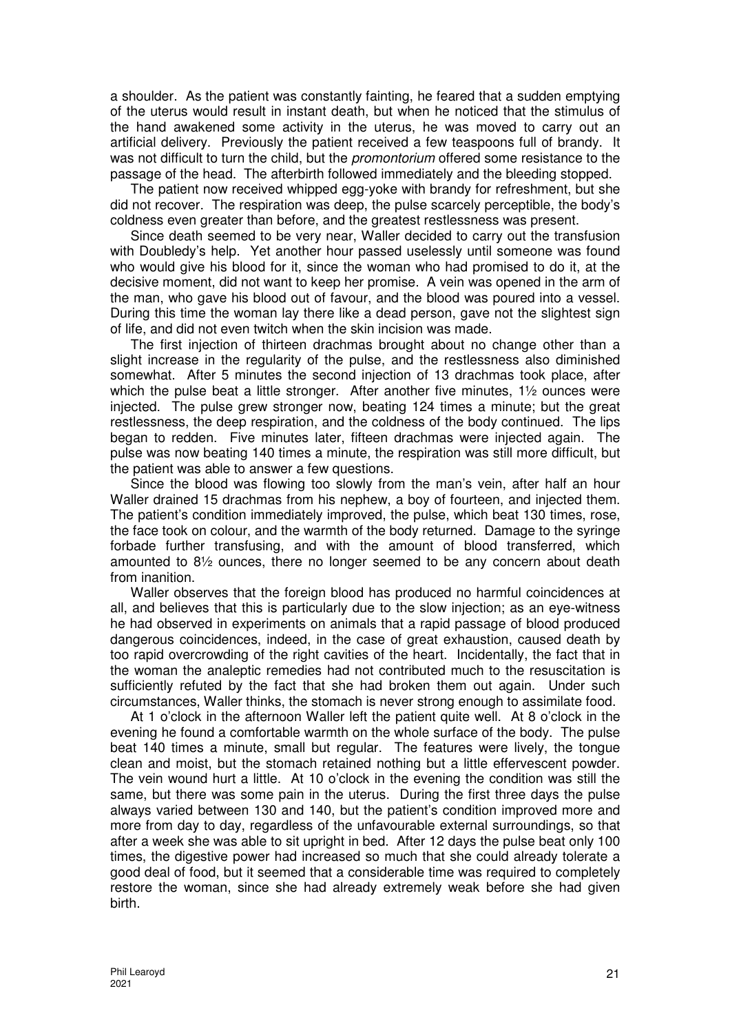a shoulder. As the patient was constantly fainting, he feared that a sudden emptying of the uterus would result in instant death, but when he noticed that the stimulus of the hand awakened some activity in the uterus, he was moved to carry out an artificial delivery. Previously the patient received a few teaspoons full of brandy. It was not difficult to turn the child, but the *promontorium* offered some resistance to the passage of the head. The afterbirth followed immediately and the bleeding stopped.

The patient now received whipped egg-yoke with brandy for refreshment, but she did not recover. The respiration was deep, the pulse scarcely perceptible, the body's coldness even greater than before, and the greatest restlessness was present.

Since death seemed to be very near, Waller decided to carry out the transfusion with Doubledy's help. Yet another hour passed uselessly until someone was found who would give his blood for it, since the woman who had promised to do it, at the decisive moment, did not want to keep her promise. A vein was opened in the arm of the man, who gave his blood out of favour, and the blood was poured into a vessel. During this time the woman lay there like a dead person, gave not the slightest sign of life, and did not even twitch when the skin incision was made.

The first injection of thirteen drachmas brought about no change other than a slight increase in the regularity of the pulse, and the restlessness also diminished somewhat. After 5 minutes the second injection of 13 drachmas took place, after which the pulse beat a little stronger. After another five minutes, 1½ ounces were injected. The pulse grew stronger now, beating 124 times a minute; but the great restlessness, the deep respiration, and the coldness of the body continued. The lips began to redden. Five minutes later, fifteen drachmas were injected again. The pulse was now beating 140 times a minute, the respiration was still more difficult, but the patient was able to answer a few questions.

Since the blood was flowing too slowly from the man's vein, after half an hour Waller drained 15 drachmas from his nephew, a boy of fourteen, and injected them. The patient's condition immediately improved, the pulse, which beat 130 times, rose, the face took on colour, and the warmth of the body returned. Damage to the syringe forbade further transfusing, and with the amount of blood transferred, which amounted to 8½ ounces, there no longer seemed to be any concern about death from inanition.

Waller observes that the foreign blood has produced no harmful coincidences at all, and believes that this is particularly due to the slow injection; as an eye-witness he had observed in experiments on animals that a rapid passage of blood produced dangerous coincidences, indeed, in the case of great exhaustion, caused death by too rapid overcrowding of the right cavities of the heart. Incidentally, the fact that in the woman the analeptic remedies had not contributed much to the resuscitation is sufficiently refuted by the fact that she had broken them out again. Under such circumstances, Waller thinks, the stomach is never strong enough to assimilate food.

At 1 o'clock in the afternoon Waller left the patient quite well. At 8 o'clock in the evening he found a comfortable warmth on the whole surface of the body. The pulse beat 140 times a minute, small but regular. The features were lively, the tongue clean and moist, but the stomach retained nothing but a little effervescent powder. The vein wound hurt a little. At 10 o'clock in the evening the condition was still the same, but there was some pain in the uterus. During the first three days the pulse always varied between 130 and 140, but the patient's condition improved more and more from day to day, regardless of the unfavourable external surroundings, so that after a week she was able to sit upright in bed. After 12 days the pulse beat only 100 times, the digestive power had increased so much that she could already tolerate a good deal of food, but it seemed that a considerable time was required to completely restore the woman, since she had already extremely weak before she had given birth.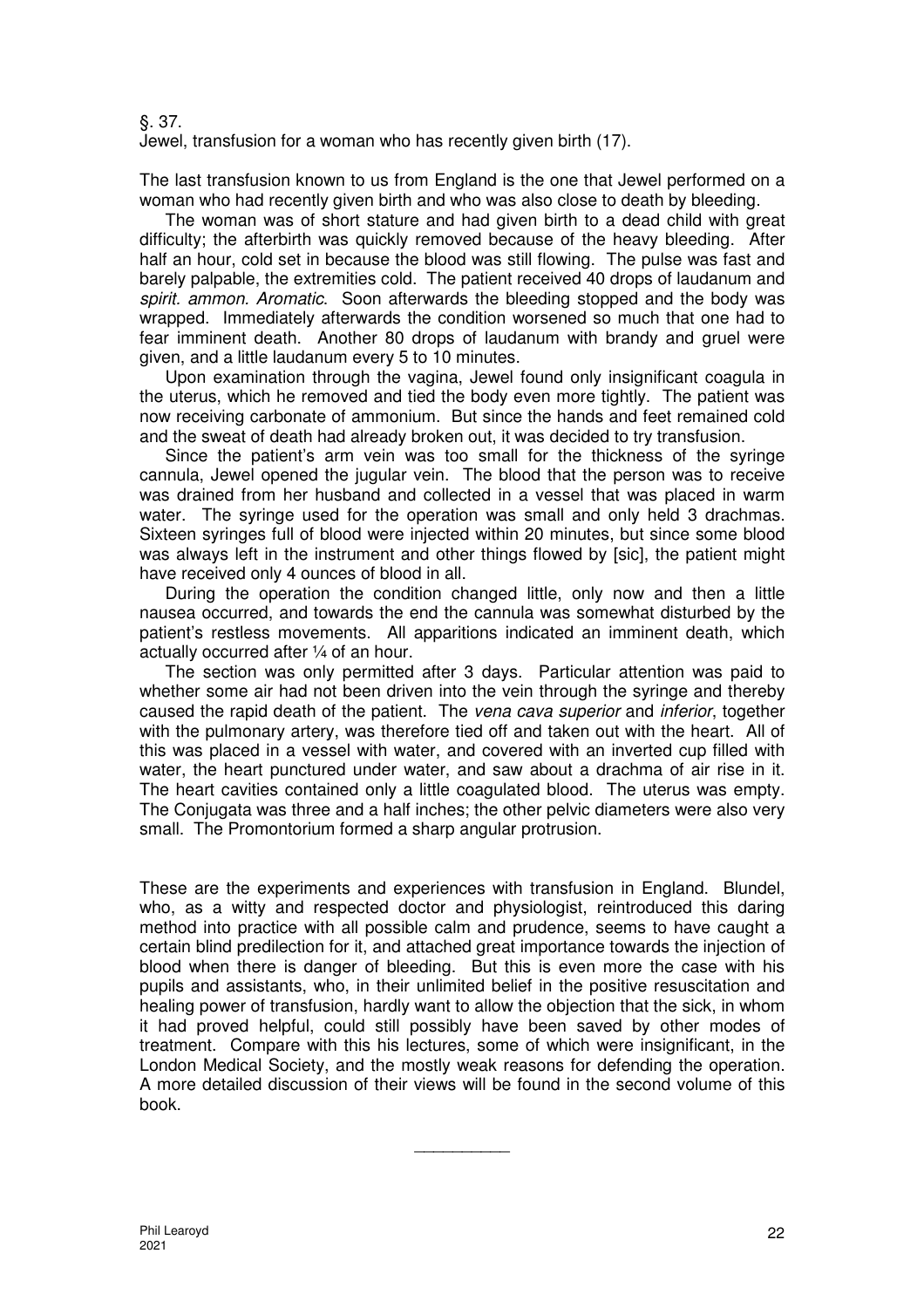§. 37.
Jewel, transfusion for a woman who has recently given birth (17).

The last transfusion known to us from England is the one that Jewel performed on a woman who had recently given birth and who was also close to death by bleeding.

The woman was of short stature and had given birth to a dead child with great difficulty; the afterbirth was quickly removed because of the heavy bleeding. After half an hour, cold set in because the blood was still flowing. The pulse was fast and barely palpable, the extremities cold. The patient received 40 drops of laudanum and *spirit. ammon. Aromatic*. Soon afterwards the bleeding stopped and the body was wrapped. Immediately afterwards the condition worsened so much that one had to fear imminent death. Another 80 drops of laudanum with brandy and gruel were given, and a little laudanum every 5 to 10 minutes.

Upon examination through the vagina, Jewel found only insignificant coagula in the uterus, which he removed and tied the body even more tightly. The patient was now receiving carbonate of ammonium. But since the hands and feet remained cold and the sweat of death had already broken out, it was decided to try transfusion.

Since the patient's arm vein was too small for the thickness of the syringe cannula, Jewel opened the jugular vein. The blood that the person was to receive was drained from her husband and collected in a vessel that was placed in warm water. The syringe used for the operation was small and only held 3 drachmas. Sixteen syringes full of blood were injected within 20 minutes, but since some blood was always left in the instrument and other things flowed by [sic], the patient might have received only 4 ounces of blood in all.

During the operation the condition changed little, only now and then a little nausea occurred, and towards the end the cannula was somewhat disturbed by the patient's restless movements. All apparitions indicated an imminent death, which actually occurred after ¼ of an hour.

The section was only permitted after 3 days. Particular attention was paid to whether some air had not been driven into the vein through the syringe and thereby caused the rapid death of the patient. The *vena cava superior* and *inferior*, together with the pulmonary artery, was therefore tied off and taken out with the heart. All of this was placed in a vessel with water, and covered with an inverted cup filled with water, the heart punctured under water, and saw about a drachma of air rise in it. The heart cavities contained only a little coagulated blood. The uterus was empty. The Conjugata was three and a half inches; the other pelvic diameters were also very small. The Promontorium formed a sharp angular protrusion.

These are the experiments and experiences with transfusion in England. Blundel, who, as a witty and respected doctor and physiologist, reintroduced this daring method into practice with all possible calm and prudence, seems to have caught a certain blind predilection for it, and attached great importance towards the injection of blood when there is danger of bleeding. But this is even more the case with his pupils and assistants, who, in their unlimited belief in the positive resuscitation and healing power of transfusion, hardly want to allow the objection that the sick, in whom it had proved helpful, could still possibly have been saved by other modes of treatment. Compare with this his lectures, some of which were insignificant, in the London Medical Society, and the mostly weak reasons for defending the operation. A more detailed discussion of their views will be found in the second volume of this book.

---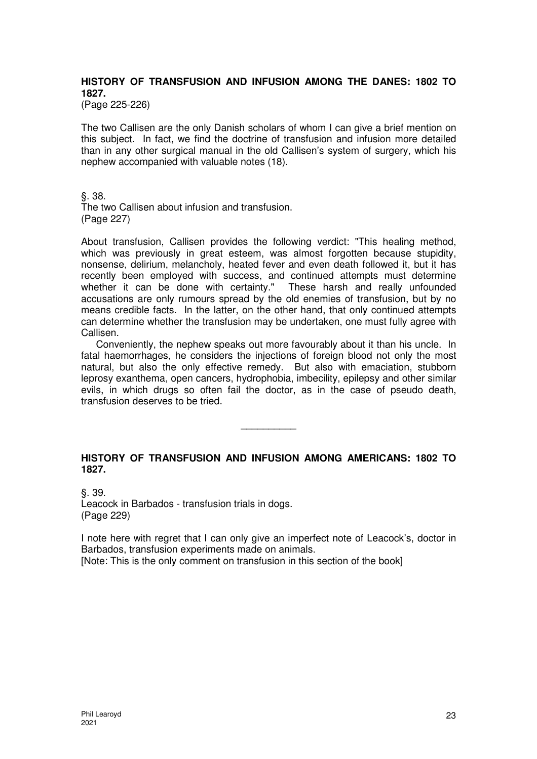## HISTORY OF TRANSFUSION AND INFUSION AMONG THE DANES: 1802 TO 1827.

(Page 225-226)

The two Callisen are the only Danish scholars of whom I can give a brief mention on this subject. In fact, we find the doctrine of transfusion and infusion more detailed than in any other surgical manual in the old Callisen's system of surgery, which his nephew accompanied with valuable notes (18).

§. 38.
The two Callisen about infusion and transfusion.
(Page 227)

About transfusion, Callisen provides the following verdict: "This healing method, which was previously in great esteem, was almost forgotten because stupidity, nonsense, delirium, melancholy, heated fever and even death followed it, but it has recently been employed with success, and continued attempts must determine whether it can be done with certainty." These harsh and really unfounded accusations are only rumours spread by the old enemies of transfusion, but by no means credible facts. In the latter, on the other hand, that only continued attempts can determine whether the transfusion may be undertaken, one must fully agree with Callisen.

Conveniently, the nephew speaks out more favourably about it than his uncle. In fatal haemorrhages, he considers the injections of foreign blood not only the most natural, but also the only effective remedy. But also with emaciation, stubborn leprosy exanthema, open cancers, hydrophobia, imbecility, epilepsy and other similar evils, in which drugs so often fail the doctor, as in the case of pseudo death, transfusion deserves to be tried.

---

## HISTORY OF TRANSFUSION AND INFUSION AMONG AMERICANS: 1802 TO 1827.

§. 39.
Leacock in Barbados - transfusion trials in dogs.
(Page 229)

I note here with regret that I can only give an imperfect note of Leacock's, doctor in Barbados, transfusion experiments made on animals.
[Note: This is the only comment on transfusion in this section of the book]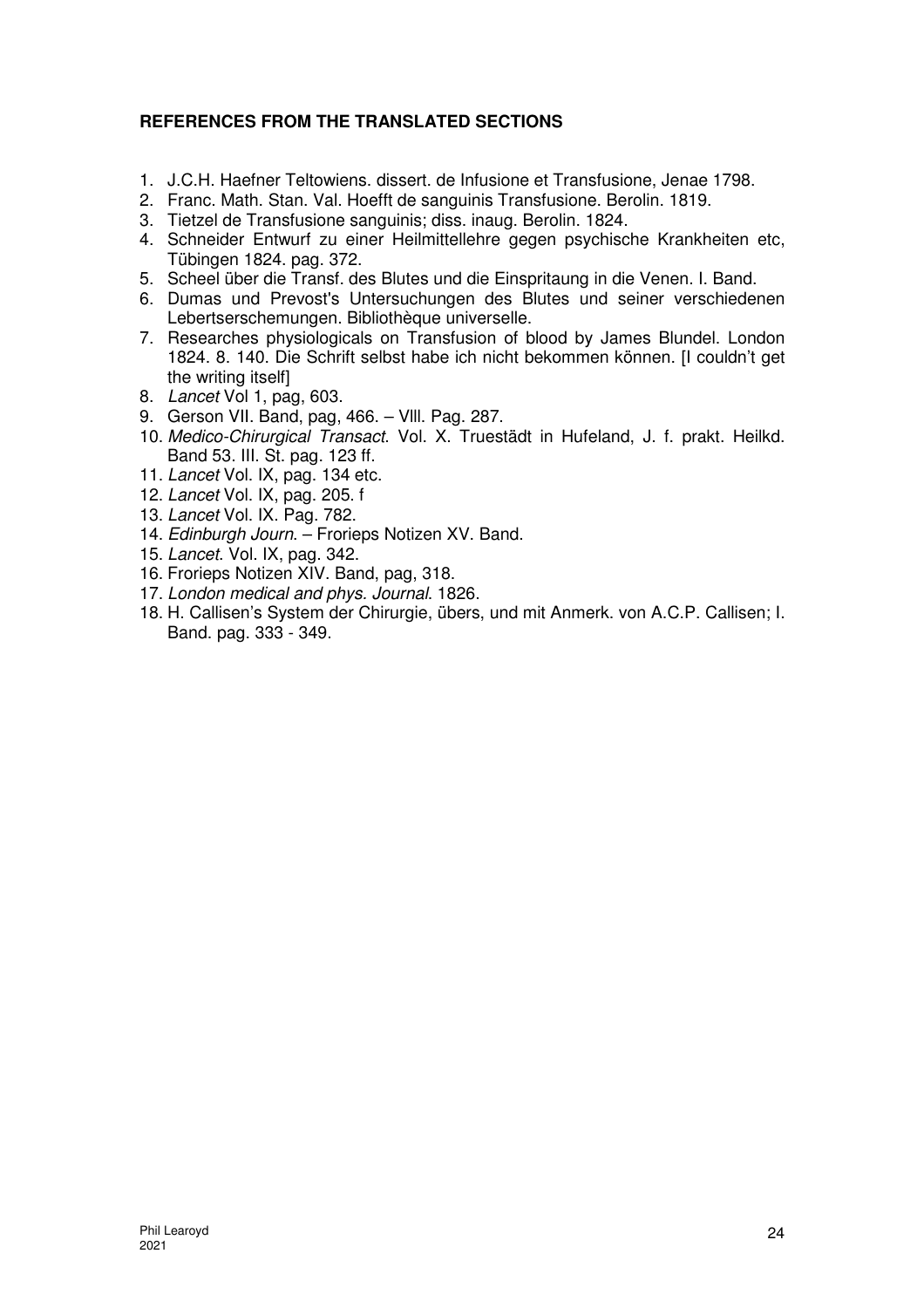**REFERENCES FROM THE TRANSLATED SECTIONS**

1. J.C.H. Haefner Teltowiens. dissert. de Infusione et Transfusione, Jenae 1798.
2. Franc. Math. Stan. Val. Hoefft de sanguinis Transfusione. Berolin. 1819.
3. Tietzel de Transfusione sanguinis; diss. inaug. Berolin. 1824.
4. Schneider Entwurf zu einer Heilmittellehre gegen psychische Krankheiten etc, Tübingen 1824. pag. 372.
5. Scheel über die Transf. des Blutes und die Einspritaung in die Venen. I. Band.
6. Dumas und Prevost's Untersuchungen des Blutes und seiner verschiedenen Lebertserschemungen. Bibliothèque universelle.
7. Researches physiologicals on Transfusion of blood by James Blundel. London 1824. 8. 140. Die Schrift selbst habe ich nicht bekommen können. [I couldn't get the writing itself]
8. *Lancet* Vol 1, pag, 603.
9. Gerson VII. Band, pag, 466. – Vlll. Pag. 287.
10. *Medico-Chirurgical Transact*. Vol. X. Truestädt in Hufeland, J. f. prakt. Heilkd. Band 53. III. St. pag. 123 ff.
11. *Lancet* Vol. IX, pag. 134 etc.
12. *Lancet* Vol. IX, pag. 205. f
13. *Lancet* Vol. IX. Pag. 782.
14. *Edinburgh Journ*. – Frorieps Notizen XV. Band.
15. *Lancet*. Vol. IX, pag. 342.
16. Frorieps Notizen XIV. Band, pag, 318.
17. *London medical and phys. Journal*. 1826.
18. H. Callisen's System der Chirurgie, übers, und mit Anmerk. von A.C.P. Callisen; I. Band. pag. 333 - 349.